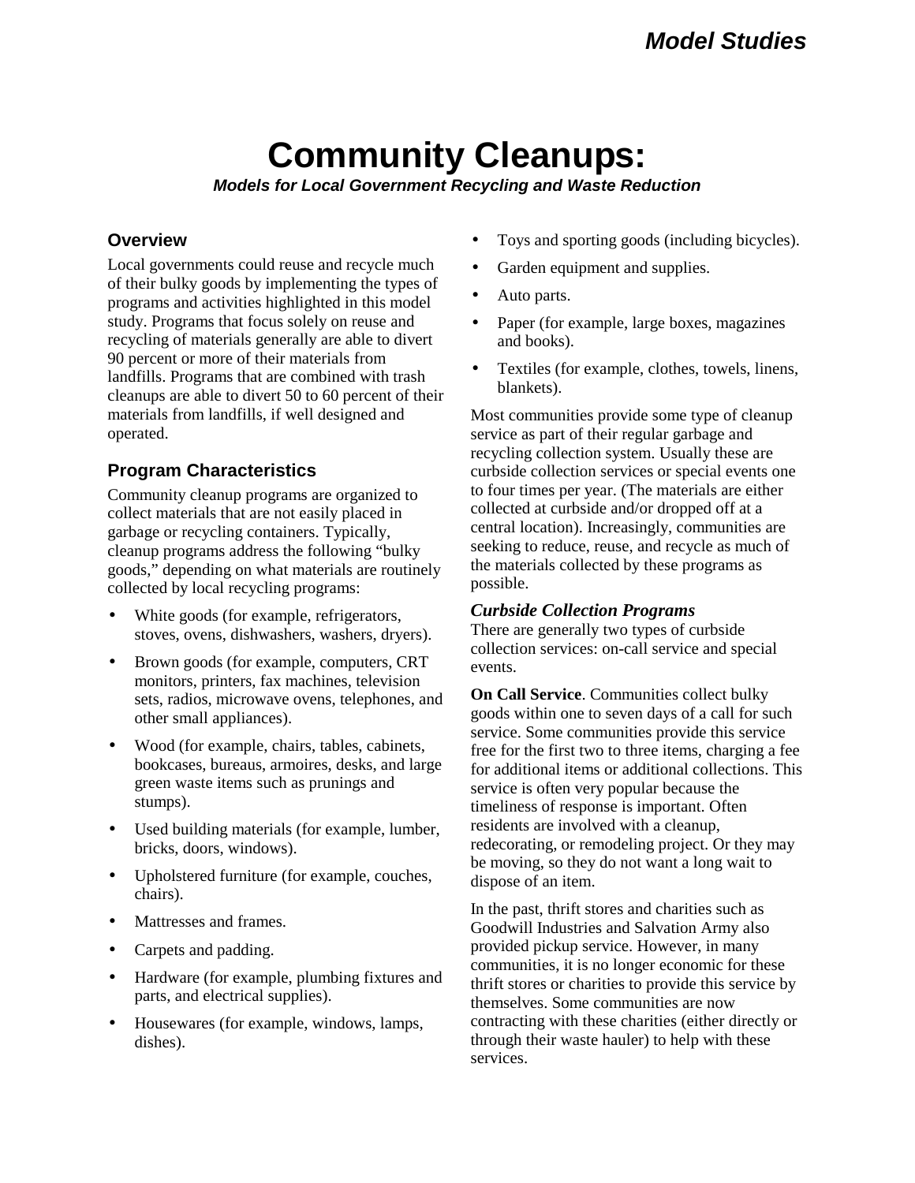# Community Cleanups:

***Models for Local Government Recycling and Waste Reduction***

## Overview

Local governments could reuse and recycle much of their bulky goods by implementing the types of programs and activities highlighted in this model study. Programs that focus solely on reuse and recycling of materials generally are able to divert 90 percent or more of their materials from landfills. Programs that are combined with trash cleanups are able to divert 50 to 60 percent of their materials from landfills, if well designed and operated.

## Program Characteristics

Community cleanup programs are organized to collect materials that are not easily placed in garbage or recycling containers. Typically, cleanup programs address the following "bulky goods," depending on what materials are routinely collected by local recycling programs:

- White goods (for example, refrigerators, stoves, ovens, dishwashers, washers, dryers).
- Brown goods (for example, computers, CRT monitors, printers, fax machines, television sets, radios, microwave ovens, telephones, and other small appliances).
- Wood (for example, chairs, tables, cabinets, bookcases, bureaus, armoires, desks, and large green waste items such as prunings and stumps).
- Used building materials (for example, lumber, bricks, doors, windows).
- Upholstered furniture (for example, couches, chairs).
- Mattresses and frames.
- Carpets and padding.
- Hardware (for example, plumbing fixtures and parts, and electrical supplies).
- Housewares (for example, windows, lamps, dishes).
- Toys and sporting goods (including bicycles).
- Garden equipment and supplies.
- Auto parts.
- Paper (for example, large boxes, magazines and books).
- Textiles (for example, clothes, towels, linens, blankets).

Most communities provide some type of cleanup service as part of their regular garbage and recycling collection system. Usually these are curbside collection services or special events one to four times per year. (The materials are either collected at curbside and/or dropped off at a central location). Increasingly, communities are seeking to reduce, reuse, and recycle as much of the materials collected by these programs as possible.

### *Curbside Collection Programs*

There are generally two types of curbside collection services: on-call service and special events.

**On Call Service**. Communities collect bulky goods within one to seven days of a call for such service. Some communities provide this service free for the first two to three items, charging a fee for additional items or additional collections. This service is often very popular because the timeliness of response is important. Often residents are involved with a cleanup, redecorating, or remodeling project. Or they may be moving, so they do not want a long wait to dispose of an item.

In the past, thrift stores and charities such as Goodwill Industries and Salvation Army also provided pickup service. However, in many communities, it is no longer economic for these thrift stores or charities to provide this service by themselves. Some communities are now contracting with these charities (either directly or through their waste hauler) to help with these services.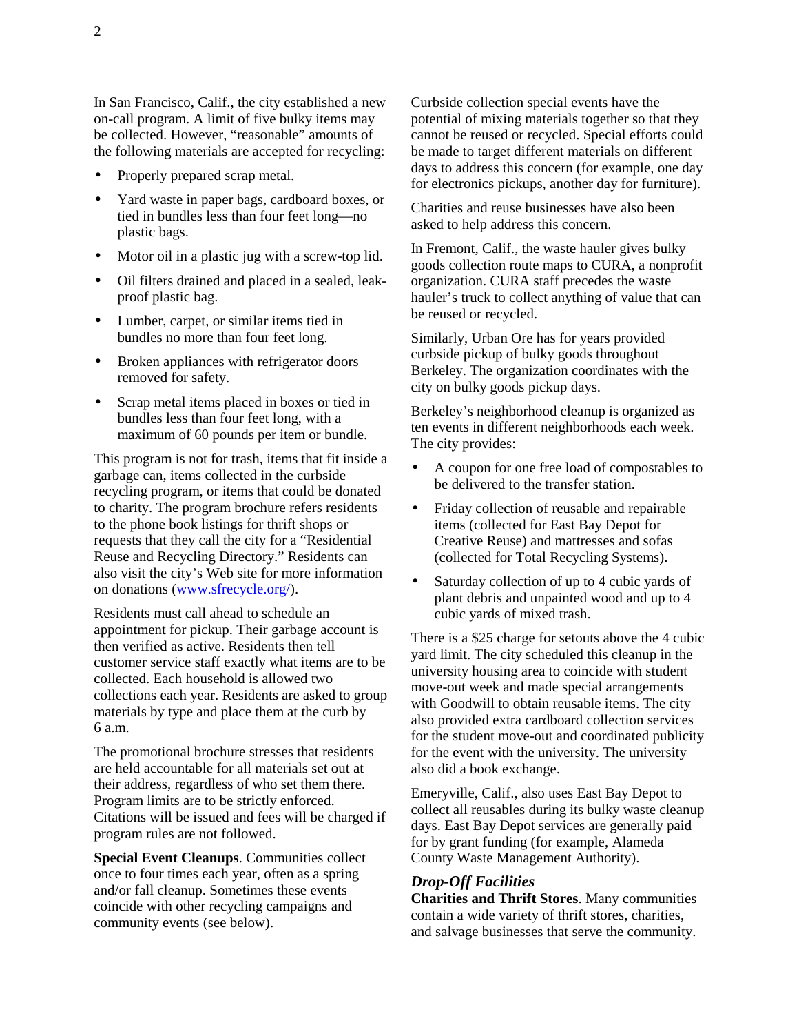In San Francisco, Calif., the city established a new on-call program. A limit of five bulky items may be collected. However, "reasonable" amounts of the following materials are accepted for recycling:

- Properly prepared scrap metal.
- Yard waste in paper bags, cardboard boxes, or tied in bundles less than four feet long—no plastic bags.
- Motor oil in a plastic jug with a screw-top lid.
- Oil filters drained and placed in a sealed, leak-proof plastic bag.
- Lumber, carpet, or similar items tied in bundles no more than four feet long.
- Broken appliances with refrigerator doors removed for safety.
- Scrap metal items placed in boxes or tied in bundles less than four feet long, with a maximum of 60 pounds per item or bundle.

This program is not for trash, items that fit inside a garbage can, items collected in the curbside recycling program, or items that could be donated to charity. The program brochure refers residents to the phone book listings for thrift shops or requests that they call the city for a "Residential Reuse and Recycling Directory." Residents can also visit the city's Web site for more information on donations (www.sfrecycle.org/).

Residents must call ahead to schedule an appointment for pickup. Their garbage account is then verified as active. Residents then tell customer service staff exactly what items are to be collected. Each household is allowed two collections each year. Residents are asked to group materials by type and place them at the curb by 6 a.m.

The promotional brochure stresses that residents are held accountable for all materials set out at their address, regardless of who set them there. Program limits are to be strictly enforced. Citations will be issued and fees will be charged if program rules are not followed.

**Special Event Cleanups**. Communities collect once to four times each year, often as a spring and/or fall cleanup. Sometimes these events coincide with other recycling campaigns and community events (see below).

Curbside collection special events have the potential of mixing materials together so that they cannot be reused or recycled. Special efforts could be made to target different materials on different days to address this concern (for example, one day for electronics pickups, another day for furniture).

Charities and reuse businesses have also been asked to help address this concern.

In Fremont, Calif., the waste hauler gives bulky goods collection route maps to CURA, a nonprofit organization. CURA staff precedes the waste hauler's truck to collect anything of value that can be reused or recycled.

Similarly, Urban Ore has for years provided curbside pickup of bulky goods throughout Berkeley. The organization coordinates with the city on bulky goods pickup days.

Berkeley's neighborhood cleanup is organized as ten events in different neighborhoods each week. The city provides:

- A coupon for one free load of compostables to be delivered to the transfer station.
- Friday collection of reusable and repairable items (collected for East Bay Depot for Creative Reuse) and mattresses and sofas (collected for Total Recycling Systems).
- Saturday collection of up to 4 cubic yards of plant debris and unpainted wood and up to 4 cubic yards of mixed trash.

There is a $25 charge for setouts above the 4 cubic yard limit. The city scheduled this cleanup in the university housing area to coincide with student move-out week and made special arrangements with Goodwill to obtain reusable items. The city also provided extra cardboard collection services for the student move-out and coordinated publicity for the event with the university. The university also did a book exchange.

Emeryville, Calif., also uses East Bay Depot to collect all reusables during its bulky waste cleanup days. East Bay Depot services are generally paid for by grant funding (for example, Alameda County Waste Management Authority).

### *Drop-Off Facilities*

**Charities and Thrift Stores**. Many communities contain a wide variety of thrift stores, charities, and salvage businesses that serve the community.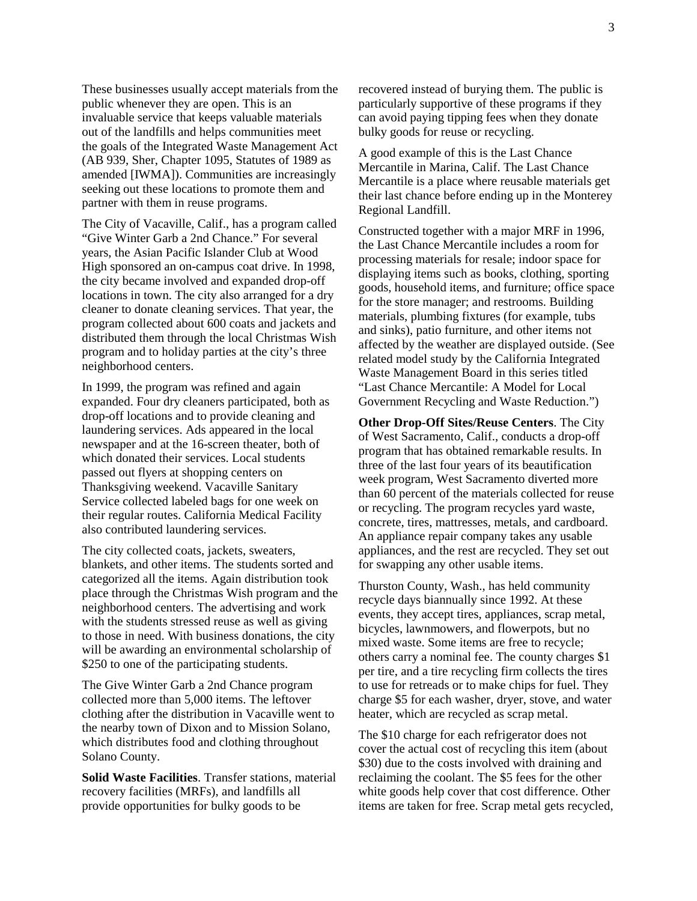These businesses usually accept materials from the public whenever they are open. This is an invaluable service that keeps valuable materials out of the landfills and helps communities meet the goals of the Integrated Waste Management Act (AB 939, Sher, Chapter 1095, Statutes of 1989 as amended [IWMA]). Communities are increasingly seeking out these locations to promote them and partner with them in reuse programs.

The City of Vacaville, Calif., has a program called "Give Winter Garb a 2nd Chance." For several years, the Asian Pacific Islander Club at Wood High sponsored an on-campus coat drive. In 1998, the city became involved and expanded drop-off locations in town. The city also arranged for a dry cleaner to donate cleaning services. That year, the program collected about 600 coats and jackets and distributed them through the local Christmas Wish program and to holiday parties at the city's three neighborhood centers.

In 1999, the program was refined and again expanded. Four dry cleaners participated, both as drop-off locations and to provide cleaning and laundering services. Ads appeared in the local newspaper and at the 16-screen theater, both of which donated their services. Local students passed out flyers at shopping centers on Thanksgiving weekend. Vacaville Sanitary Service collected labeled bags for one week on their regular routes. California Medical Facility also contributed laundering services.

The city collected coats, jackets, sweaters, blankets, and other items. The students sorted and categorized all the items. Again distribution took place through the Christmas Wish program and the neighborhood centers. The advertising and work with the students stressed reuse as well as giving to those in need. With business donations, the city will be awarding an environmental scholarship of $250 to one of the participating students.

The Give Winter Garb a 2nd Chance program collected more than 5,000 items. The leftover clothing after the distribution in Vacaville went to the nearby town of Dixon and to Mission Solano, which distributes food and clothing throughout Solano County.

**Solid Waste Facilities**. Transfer stations, material recovery facilities (MRFs), and landfills all provide opportunities for bulky goods to be recovered instead of burying them. The public is particularly supportive of these programs if they can avoid paying tipping fees when they donate bulky goods for reuse or recycling.

A good example of this is the Last Chance Mercantile in Marina, Calif. The Last Chance Mercantile is a place where reusable materials get their last chance before ending up in the Monterey Regional Landfill.

Constructed together with a major MRF in 1996, the Last Chance Mercantile includes a room for processing materials for resale; indoor space for displaying items such as books, clothing, sporting goods, household items, and furniture; office space for the store manager; and restrooms. Building materials, plumbing fixtures (for example, tubs and sinks), patio furniture, and other items not affected by the weather are displayed outside. (See related model study by the California Integrated Waste Management Board in this series titled "Last Chance Mercantile: A Model for Local Government Recycling and Waste Reduction.")

**Other Drop-Off Sites/Reuse Centers**. The City of West Sacramento, Calif., conducts a drop-off program that has obtained remarkable results. In three of the last four years of its beautification week program, West Sacramento diverted more than 60 percent of the materials collected for reuse or recycling. The program recycles yard waste, concrete, tires, mattresses, metals, and cardboard. An appliance repair company takes any usable appliances, and the rest are recycled. They set out for swapping any other usable items.

Thurston County, Wash., has held community recycle days biannually since 1992. At these events, they accept tires, appliances, scrap metal, bicycles, lawnmowers, and flowerpots, but no mixed waste. Some items are free to recycle; others carry a nominal fee. The county charges $1 per tire, and a tire recycling firm collects the tires to use for retreads or to make chips for fuel. They charge $5 for each washer, dryer, stove, and water heater, which are recycled as scrap metal.

The $10 charge for each refrigerator does not cover the actual cost of recycling this item (about $30) due to the costs involved with draining and reclaiming the coolant. The $5 fees for the other white goods help cover that cost difference. Other items are taken for free. Scrap metal gets recycled,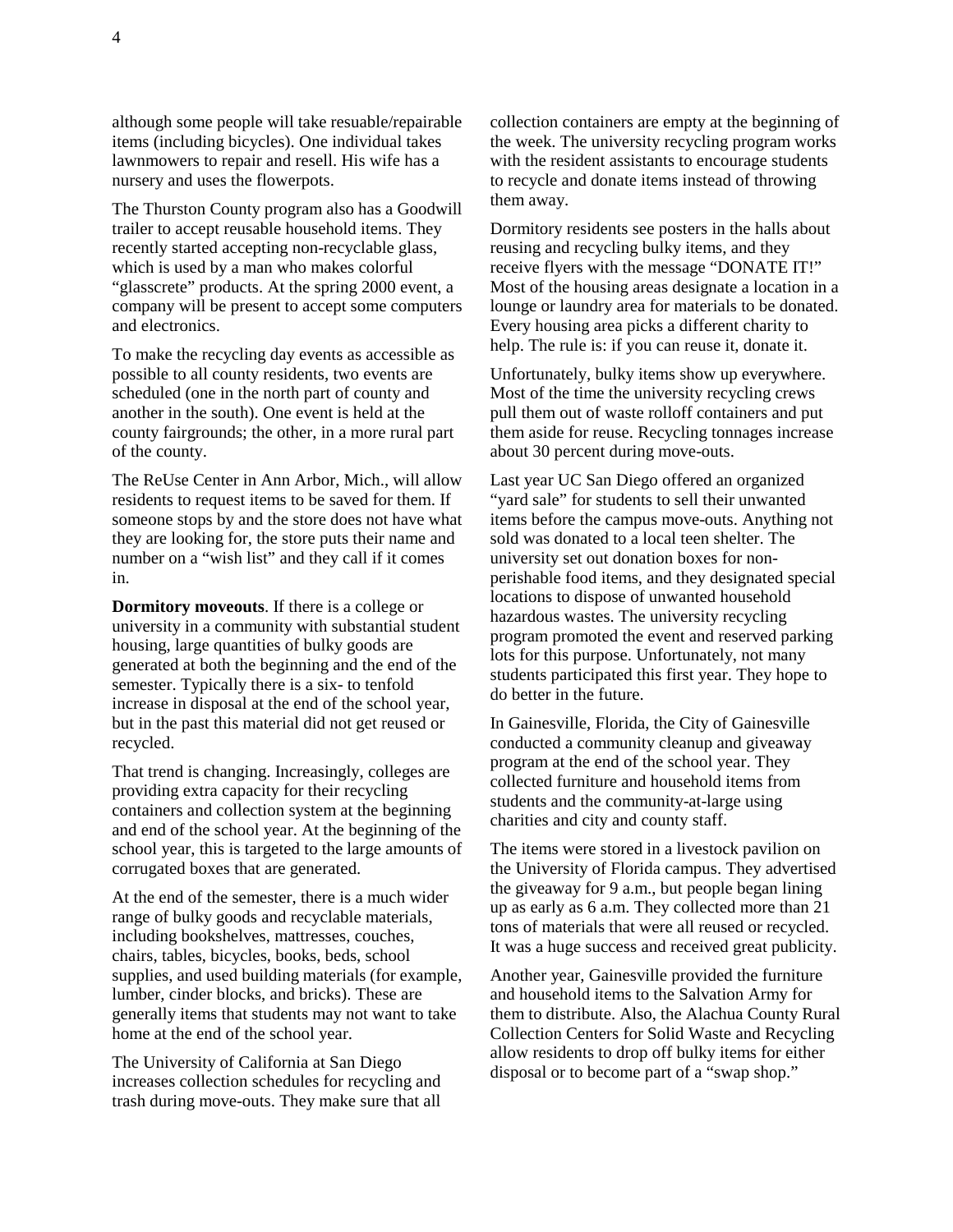although some people will take resuable/repairable items (including bicycles). One individual takes lawnmowers to repair and resell. His wife has a nursery and uses the flowerpots.

The Thurston County program also has a Goodwill trailer to accept reusable household items. They recently started accepting non-recyclable glass, which is used by a man who makes colorful "glasscrete" products. At the spring 2000 event, a company will be present to accept some computers and electronics.

To make the recycling day events as accessible as possible to all county residents, two events are scheduled (one in the north part of county and another in the south). One event is held at the county fairgrounds; the other, in a more rural part of the county.

The ReUse Center in Ann Arbor, Mich., will allow residents to request items to be saved for them. If someone stops by and the store does not have what they are looking for, the store puts their name and number on a "wish list" and they call if it comes in.

**Dormitory moveouts**. If there is a college or university in a community with substantial student housing, large quantities of bulky goods are generated at both the beginning and the end of the semester. Typically there is a six- to tenfold increase in disposal at the end of the school year, but in the past this material did not get reused or recycled.

That trend is changing. Increasingly, colleges are providing extra capacity for their recycling containers and collection system at the beginning and end of the school year. At the beginning of the school year, this is targeted to the large amounts of corrugated boxes that are generated.

At the end of the semester, there is a much wider range of bulky goods and recyclable materials, including bookshelves, mattresses, couches, chairs, tables, bicycles, books, beds, school supplies, and used building materials (for example, lumber, cinder blocks, and bricks). These are generally items that students may not want to take home at the end of the school year.

The University of California at San Diego increases collection schedules for recycling and trash during move-outs. They make sure that all collection containers are empty at the beginning of the week. The university recycling program works with the resident assistants to encourage students to recycle and donate items instead of throwing them away.

Dormitory residents see posters in the halls about reusing and recycling bulky items, and they receive flyers with the message "DONATE IT!" Most of the housing areas designate a location in a lounge or laundry area for materials to be donated. Every housing area picks a different charity to help. The rule is: if you can reuse it, donate it.

Unfortunately, bulky items show up everywhere. Most of the time the university recycling crews pull them out of waste rolloff containers and put them aside for reuse. Recycling tonnages increase about 30 percent during move-outs.

Last year UC San Diego offered an organized "yard sale" for students to sell their unwanted items before the campus move-outs. Anything not sold was donated to a local teen shelter. The university set out donation boxes for non-perishable food items, and they designated special locations to dispose of unwanted household hazardous wastes. The university recycling program promoted the event and reserved parking lots for this purpose. Unfortunately, not many students participated this first year. They hope to do better in the future.

In Gainesville, Florida, the City of Gainesville conducted a community cleanup and giveaway program at the end of the school year. They collected furniture and household items from students and the community-at-large using charities and city and county staff.

The items were stored in a livestock pavilion on the University of Florida campus. They advertised the giveaway for 9 a.m., but people began lining up as early as 6 a.m. They collected more than 21 tons of materials that were all reused or recycled. It was a huge success and received great publicity.

Another year, Gainesville provided the furniture and household items to the Salvation Army for them to distribute. Also, the Alachua County Rural Collection Centers for Solid Waste and Recycling allow residents to drop off bulky items for either disposal or to become part of a "swap shop."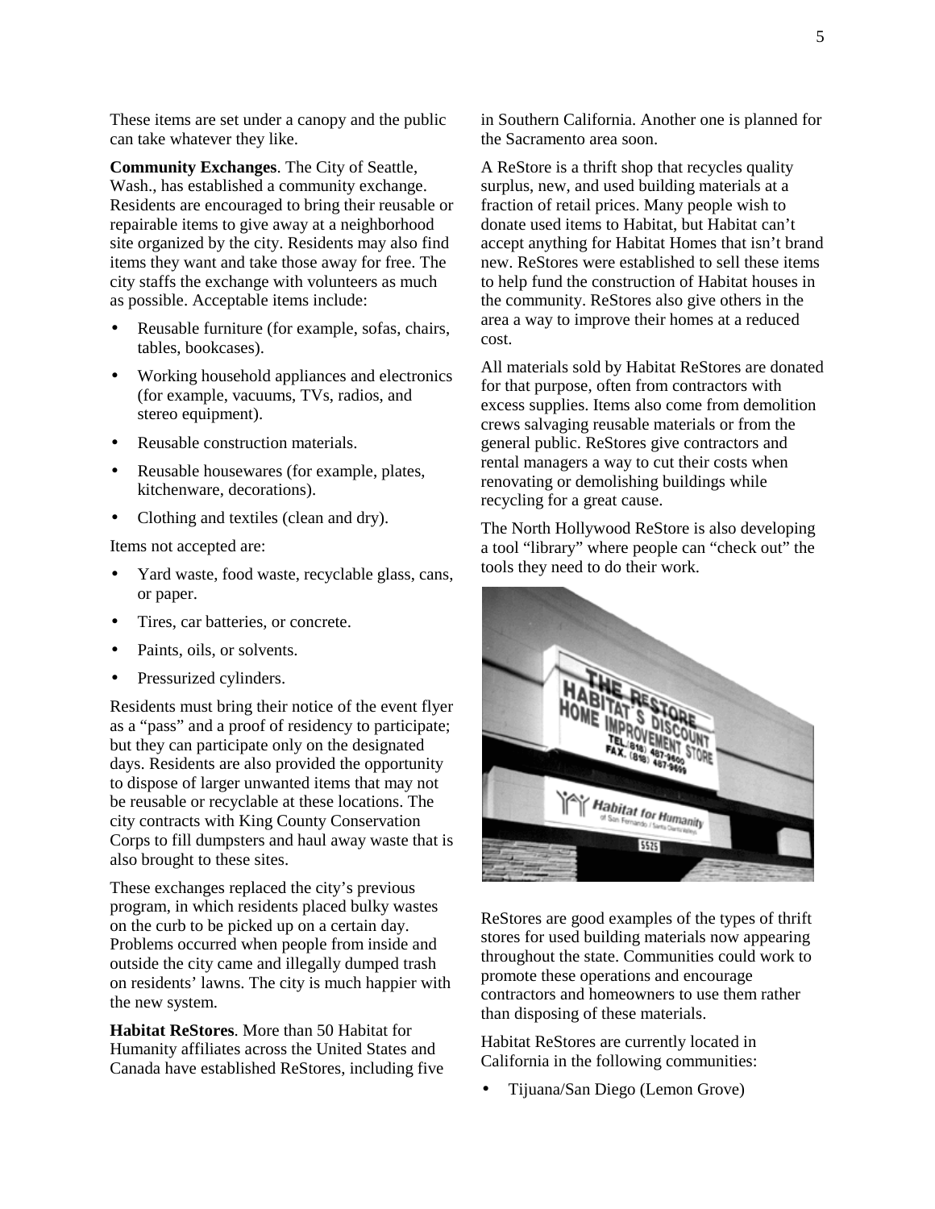These items are set under a canopy and the public can take whatever they like.

**Community Exchanges**. The City of Seattle, Wash., has established a community exchange. Residents are encouraged to bring their reusable or repairable items to give away at a neighborhood site organized by the city. Residents may also find items they want and take those away for free. The city staffs the exchange with volunteers as much as possible. Acceptable items include:

- Reusable furniture (for example, sofas, chairs, tables, bookcases).
- Working household appliances and electronics (for example, vacuums, TVs, radios, and stereo equipment).
- Reusable construction materials.
- Reusable housewares (for example, plates, kitchenware, decorations).
- Clothing and textiles (clean and dry).

Items not accepted are:

- Yard waste, food waste, recyclable glass, cans, or paper.
- Tires, car batteries, or concrete.
- Paints, oils, or solvents.
- Pressurized cylinders.

Residents must bring their notice of the event flyer as a "pass" and a proof of residency to participate; but they can participate only on the designated days. Residents are also provided the opportunity to dispose of larger unwanted items that may not be reusable or recyclable at these locations. The city contracts with King County Conservation Corps to fill dumpsters and haul away waste that is also brought to these sites.

These exchanges replaced the city's previous program, in which residents placed bulky wastes on the curb to be picked up on a certain day. Problems occurred when people from inside and outside the city came and illegally dumped trash on residents' lawns. The city is much happier with the new system.

**Habitat ReStores**. More than 50 Habitat for Humanity affiliates across the United States and Canada have established ReStores, including five in Southern California. Another one is planned for the Sacramento area soon.

A ReStore is a thrift shop that recycles quality surplus, new, and used building materials at a fraction of retail prices. Many people wish to donate used items to Habitat, but Habitat can't accept anything for Habitat Homes that isn't brand new. ReStores were established to sell these items to help fund the construction of Habitat houses in the community. ReStores also give others in the area a way to improve their homes at a reduced cost.

All materials sold by Habitat ReStores are donated for that purpose, often from contractors with excess supplies. Items also come from demolition crews salvaging reusable materials or from the general public. ReStores give contractors and rental managers a way to cut their costs when renovating or demolishing buildings while recycling for a great cause.

The North Hollywood ReStore is also developing a tool "library" where people can "check out" the tools they need to do their work.

ReStores are good examples of the types of thrift stores for used building materials now appearing throughout the state. Communities could work to promote these operations and encourage contractors and homeowners to use them rather than disposing of these materials.

Habitat ReStores are currently located in California in the following communities:

- Tijuana/San Diego (Lemon Grove)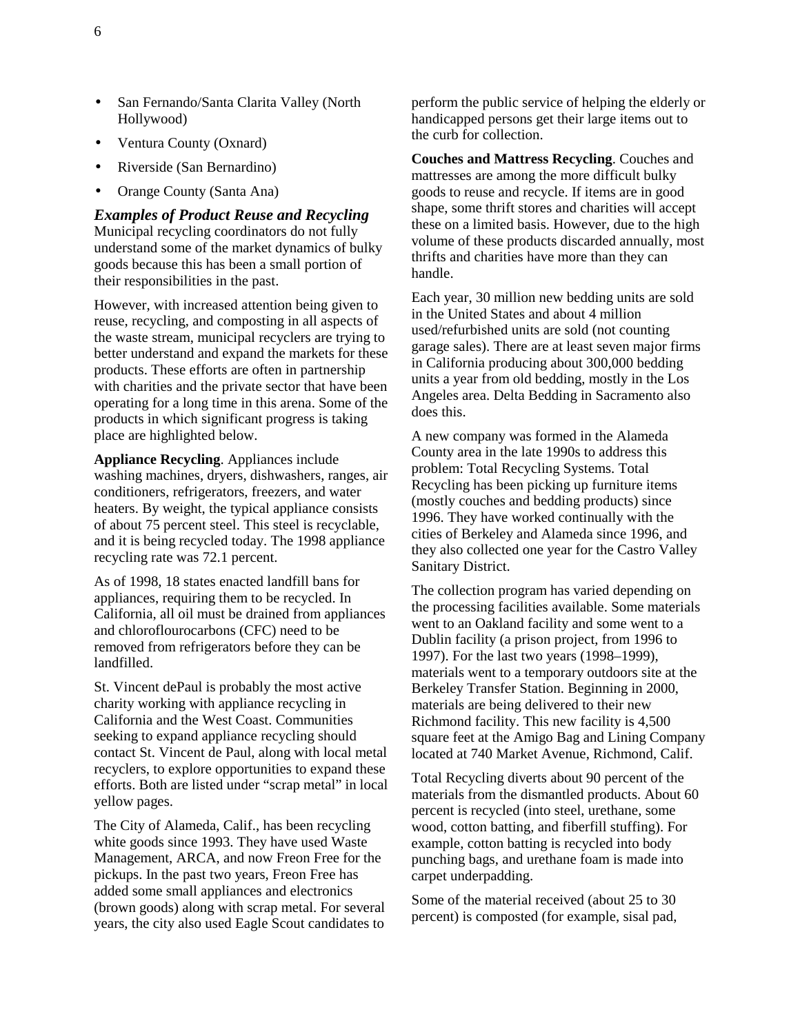- San Fernando/Santa Clarita Valley (North Hollywood)
- Ventura County (Oxnard)
- Riverside (San Bernardino)
- Orange County (Santa Ana)

### *Examples of Product Reuse and Recycling*

Municipal recycling coordinators do not fully understand some of the market dynamics of bulky goods because this has been a small portion of their responsibilities in the past.

However, with increased attention being given to reuse, recycling, and composting in all aspects of the waste stream, municipal recyclers are trying to better understand and expand the markets for these products. These efforts are often in partnership with charities and the private sector that have been operating for a long time in this arena. Some of the products in which significant progress is taking place are highlighted below.

**Appliance Recycling**. Appliances include washing machines, dryers, dishwashers, ranges, air conditioners, refrigerators, freezers, and water heaters. By weight, the typical appliance consists of about 75 percent steel. This steel is recyclable, and it is being recycled today. The 1998 appliance recycling rate was 72.1 percent.

As of 1998, 18 states enacted landfill bans for appliances, requiring them to be recycled. In California, all oil must be drained from appliances and chloroflourocarbons (CFC) need to be removed from refrigerators before they can be landfilled.

St. Vincent dePaul is probably the most active charity working with appliance recycling in California and the West Coast. Communities seeking to expand appliance recycling should contact St. Vincent de Paul, along with local metal recyclers, to explore opportunities to expand these efforts. Both are listed under "scrap metal" in local yellow pages.

The City of Alameda, Calif., has been recycling white goods since 1993. They have used Waste Management, ARCA, and now Freon Free for the pickups. In the past two years, Freon Free has added some small appliances and electronics (brown goods) along with scrap metal. For several years, the city also used Eagle Scout candidates to perform the public service of helping the elderly or handicapped persons get their large items out to the curb for collection.

**Couches and Mattress Recycling**. Couches and mattresses are among the more difficult bulky goods to reuse and recycle. If items are in good shape, some thrift stores and charities will accept these on a limited basis. However, due to the high volume of these products discarded annually, most thrifts and charities have more than they can handle.

Each year, 30 million new bedding units are sold in the United States and about 4 million used/refurbished units are sold (not counting garage sales). There are at least seven major firms in California producing about 300,000 bedding units a year from old bedding, mostly in the Los Angeles area. Delta Bedding in Sacramento also does this.

A new company was formed in the Alameda County area in the late 1990s to address this problem: Total Recycling Systems. Total Recycling has been picking up furniture items (mostly couches and bedding products) since 1996. They have worked continually with the cities of Berkeley and Alameda since 1996, and they also collected one year for the Castro Valley Sanitary District.

The collection program has varied depending on the processing facilities available. Some materials went to an Oakland facility and some went to a Dublin facility (a prison project, from 1996 to 1997). For the last two years (1998–1999), materials went to a temporary outdoors site at the Berkeley Transfer Station. Beginning in 2000, materials are being delivered to their new Richmond facility. This new facility is 4,500 square feet at the Amigo Bag and Lining Company located at 740 Market Avenue, Richmond, Calif.

Total Recycling diverts about 90 percent of the materials from the dismantled products. About 60 percent is recycled (into steel, urethane, some wood, cotton batting, and fiberfill stuffing). For example, cotton batting is recycled into body punching bags, and urethane foam is made into carpet underpadding.

Some of the material received (about 25 to 30 percent) is composted (for example, sisal pad,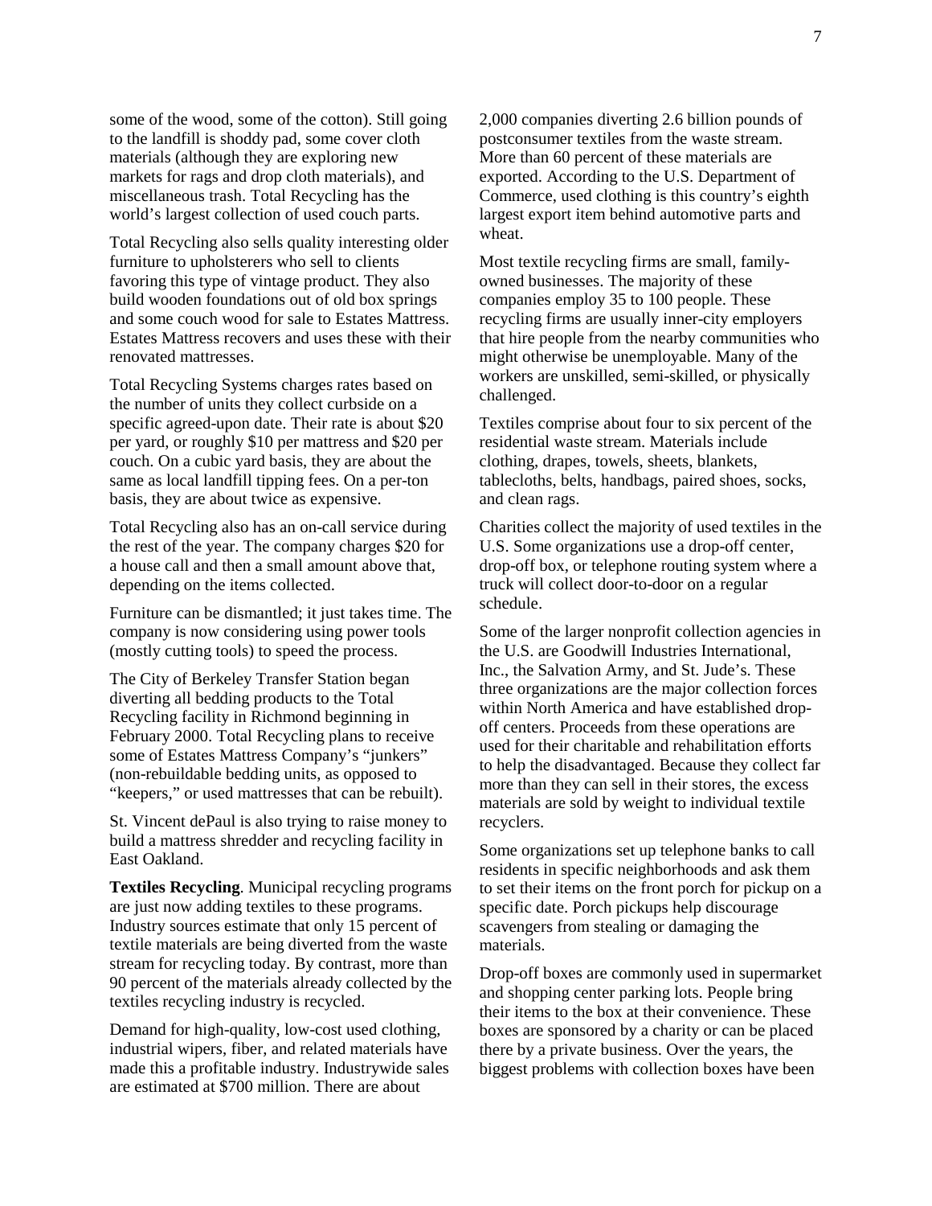some of the wood, some of the cotton). Still going to the landfill is shoddy pad, some cover cloth materials (although they are exploring new markets for rags and drop cloth materials), and miscellaneous trash. Total Recycling has the world's largest collection of used couch parts.

Total Recycling also sells quality interesting older furniture to upholsterers who sell to clients favoring this type of vintage product. They also build wooden foundations out of old box springs and some couch wood for sale to Estates Mattress. Estates Mattress recovers and uses these with their renovated mattresses.

Total Recycling Systems charges rates based on the number of units they collect curbside on a specific agreed-upon date. Their rate is about $20 per yard, or roughly $10 per mattress and $20 per couch. On a cubic yard basis, they are about the same as local landfill tipping fees. On a per-ton basis, they are about twice as expensive.

Total Recycling also has an on-call service during the rest of the year. The company charges $20 for a house call and then a small amount above that, depending on the items collected.

Furniture can be dismantled; it just takes time. The company is now considering using power tools (mostly cutting tools) to speed the process.

The City of Berkeley Transfer Station began diverting all bedding products to the Total Recycling facility in Richmond beginning in February 2000. Total Recycling plans to receive some of Estates Mattress Company's "junkers" (non-rebuildable bedding units, as opposed to "keepers," or used mattresses that can be rebuilt).

St. Vincent dePaul is also trying to raise money to build a mattress shredder and recycling facility in East Oakland.

**Textiles Recycling**. Municipal recycling programs are just now adding textiles to these programs. Industry sources estimate that only 15 percent of textile materials are being diverted from the waste stream for recycling today. By contrast, more than 90 percent of the materials already collected by the textiles recycling industry is recycled.

Demand for high-quality, low-cost used clothing, industrial wipers, fiber, and related materials have made this a profitable industry. Industrywide sales are estimated at $700 million. There are about 2,000 companies diverting 2.6 billion pounds of postconsumer textiles from the waste stream. More than 60 percent of these materials are exported. According to the U.S. Department of Commerce, used clothing is this country's eighth largest export item behind automotive parts and wheat.

Most textile recycling firms are small, family-owned businesses. The majority of these companies employ 35 to 100 people. These recycling firms are usually inner-city employers that hire people from the nearby communities who might otherwise be unemployable. Many of the workers are unskilled, semi-skilled, or physically challenged.

Textiles comprise about four to six percent of the residential waste stream. Materials include clothing, drapes, towels, sheets, blankets, tablecloths, belts, handbags, paired shoes, socks, and clean rags.

Charities collect the majority of used textiles in the U.S. Some organizations use a drop-off center, drop-off box, or telephone routing system where a truck will collect door-to-door on a regular schedule.

Some of the larger nonprofit collection agencies in the U.S. are Goodwill Industries International, Inc., the Salvation Army, and St. Jude's. These three organizations are the major collection forces within North America and have established drop-off centers. Proceeds from these operations are used for their charitable and rehabilitation efforts to help the disadvantaged. Because they collect far more than they can sell in their stores, the excess materials are sold by weight to individual textile recyclers.

Some organizations set up telephone banks to call residents in specific neighborhoods and ask them to set their items on the front porch for pickup on a specific date. Porch pickups help discourage scavengers from stealing or damaging the materials.

Drop-off boxes are commonly used in supermarket and shopping center parking lots. People bring their items to the box at their convenience. These boxes are sponsored by a charity or can be placed there by a private business. Over the years, the biggest problems with collection boxes have been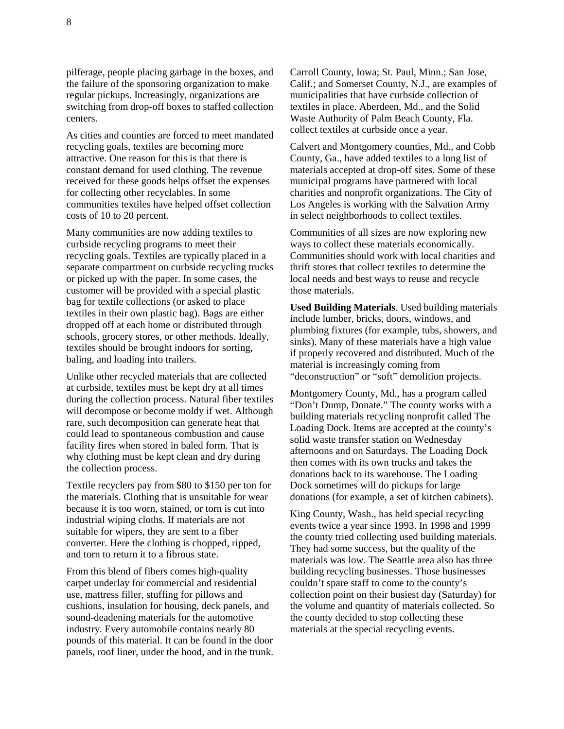pilferage, people placing garbage in the boxes, and the failure of the sponsoring organization to make regular pickups. Increasingly, organizations are switching from drop-off boxes to staffed collection centers.

As cities and counties are forced to meet mandated recycling goals, textiles are becoming more attractive. One reason for this is that there is constant demand for used clothing. The revenue received for these goods helps offset the expenses for collecting other recyclables. In some communities textiles have helped offset collection costs of 10 to 20 percent.

Many communities are now adding textiles to curbside recycling programs to meet their recycling goals. Textiles are typically placed in a separate compartment on curbside recycling trucks or picked up with the paper. In some cases, the customer will be provided with a special plastic bag for textile collections (or asked to place textiles in their own plastic bag). Bags are either dropped off at each home or distributed through schools, grocery stores, or other methods. Ideally, textiles should be brought indoors for sorting, baling, and loading into trailers.

Unlike other recycled materials that are collected at curbside, textiles must be kept dry at all times during the collection process. Natural fiber textiles will decompose or become moldy if wet. Although rare, such decomposition can generate heat that could lead to spontaneous combustion and cause facility fires when stored in baled form. That is why clothing must be kept clean and dry during the collection process.

Textile recyclers pay from $80 to $150 per ton for the materials. Clothing that is unsuitable for wear because it is too worn, stained, or torn is cut into industrial wiping cloths. If materials are not suitable for wipers, they are sent to a fiber converter. Here the clothing is chopped, ripped, and torn to return it to a fibrous state.

From this blend of fibers comes high-quality carpet underlay for commercial and residential use, mattress filler, stuffing for pillows and cushions, insulation for housing, deck panels, and sound-deadening materials for the automotive industry. Every automobile contains nearly 80 pounds of this material. It can be found in the door panels, roof liner, under the hood, and in the trunk.

Carroll County, Iowa; St. Paul, Minn.; San Jose, Calif.; and Somerset County, N.J., are examples of municipalities that have curbside collection of textiles in place. Aberdeen, Md., and the Solid Waste Authority of Palm Beach County, Fla. collect textiles at curbside once a year.

Calvert and Montgomery counties, Md., and Cobb County, Ga., have added textiles to a long list of materials accepted at drop-off sites. Some of these municipal programs have partnered with local charities and nonprofit organizations. The City of Los Angeles is working with the Salvation Army in select neighborhoods to collect textiles.

Communities of all sizes are now exploring new ways to collect these materials economically. Communities should work with local charities and thrift stores that collect textiles to determine the local needs and best ways to reuse and recycle those materials.

**Used Building Materials**. Used building materials include lumber, bricks, doors, windows, and plumbing fixtures (for example, tubs, showers, and sinks). Many of these materials have a high value if properly recovered and distributed. Much of the material is increasingly coming from "deconstruction" or "soft" demolition projects.

Montgomery County, Md., has a program called "Don't Dump, Donate." The county works with a building materials recycling nonprofit called The Loading Dock. Items are accepted at the county's solid waste transfer station on Wednesday afternoons and on Saturdays. The Loading Dock then comes with its own trucks and takes the donations back to its warehouse. The Loading Dock sometimes will do pickups for large donations (for example, a set of kitchen cabinets).

King County, Wash., has held special recycling events twice a year since 1993. In 1998 and 1999 the county tried collecting used building materials. They had some success, but the quality of the materials was low. The Seattle area also has three building recycling businesses. Those businesses couldn't spare staff to come to the county's collection point on their busiest day (Saturday) for the volume and quantity of materials collected. So the county decided to stop collecting these materials at the special recycling events.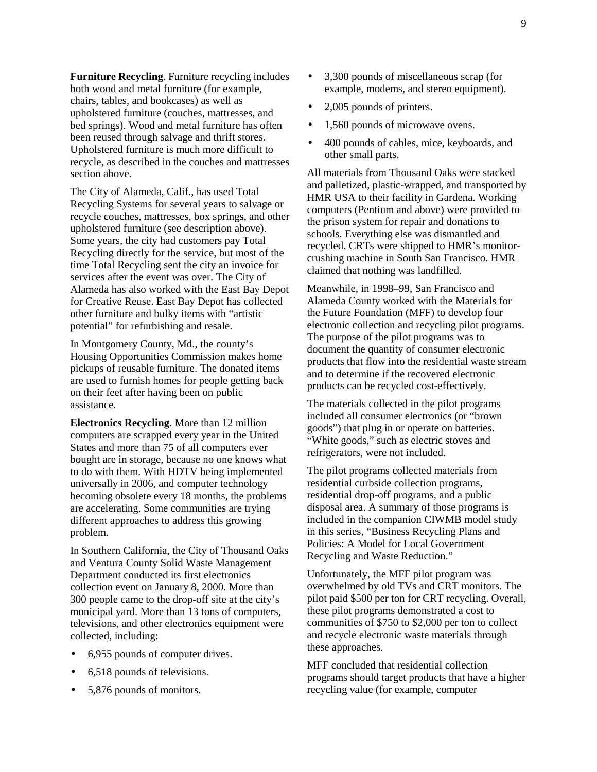**Furniture Recycling**. Furniture recycling includes both wood and metal furniture (for example, chairs, tables, and bookcases) as well as upholstered furniture (couches, mattresses, and bed springs). Wood and metal furniture has often been reused through salvage and thrift stores. Upholstered furniture is much more difficult to recycle, as described in the couches and mattresses section above.

The City of Alameda, Calif., has used Total Recycling Systems for several years to salvage or recycle couches, mattresses, box springs, and other upholstered furniture (see description above). Some years, the city had customers pay Total Recycling directly for the service, but most of the time Total Recycling sent the city an invoice for services after the event was over. The City of Alameda has also worked with the East Bay Depot for Creative Reuse. East Bay Depot has collected other furniture and bulky items with "artistic potential" for refurbishing and resale.

In Montgomery County, Md., the county's Housing Opportunities Commission makes home pickups of reusable furniture. The donated items are used to furnish homes for people getting back on their feet after having been on public assistance.

**Electronics Recycling**. More than 12 million computers are scrapped every year in the United States and more than 75 of all computers ever bought are in storage, because no one knows what to do with them. With HDTV being implemented universally in 2006, and computer technology becoming obsolete every 18 months, the problems are accelerating. Some communities are trying different approaches to address this growing problem.

In Southern California, the City of Thousand Oaks and Ventura County Solid Waste Management Department conducted its first electronics collection event on January 8, 2000. More than 300 people came to the drop-off site at the city's municipal yard. More than 13 tons of computers, televisions, and other electronics equipment were collected, including:

- 6,955 pounds of computer drives.
- 6,518 pounds of televisions.
- 5,876 pounds of monitors.
- 3,300 pounds of miscellaneous scrap (for example, modems, and stereo equipment).
- 2,005 pounds of printers.
- 1,560 pounds of microwave ovens.
- 400 pounds of cables, mice, keyboards, and other small parts.

All materials from Thousand Oaks were stacked and palletized, plastic-wrapped, and transported by HMR USA to their facility in Gardena. Working computers (Pentium and above) were provided to the prison system for repair and donations to schools. Everything else was dismantled and recycled. CRTs were shipped to HMR's monitor-crushing machine in South San Francisco. HMR claimed that nothing was landfilled.

Meanwhile, in 1998–99, San Francisco and Alameda County worked with the Materials for the Future Foundation (MFF) to develop four electronic collection and recycling pilot programs. The purpose of the pilot programs was to document the quantity of consumer electronic products that flow into the residential waste stream and to determine if the recovered electronic products can be recycled cost-effectively.

The materials collected in the pilot programs included all consumer electronics (or "brown goods") that plug in or operate on batteries. "White goods," such as electric stoves and refrigerators, were not included.

The pilot programs collected materials from residential curbside collection programs, residential drop-off programs, and a public disposal area. A summary of those programs is included in the companion CIWMB model study in this series, "Business Recycling Plans and Policies: A Model for Local Government Recycling and Waste Reduction."

Unfortunately, the MFF pilot program was overwhelmed by old TVs and CRT monitors. The pilot paid $500 per ton for CRT recycling. Overall, these pilot programs demonstrated a cost to communities of $750 to $2,000 per ton to collect and recycle electronic waste materials through these approaches.

MFF concluded that residential collection programs should target products that have a higher recycling value (for example, computer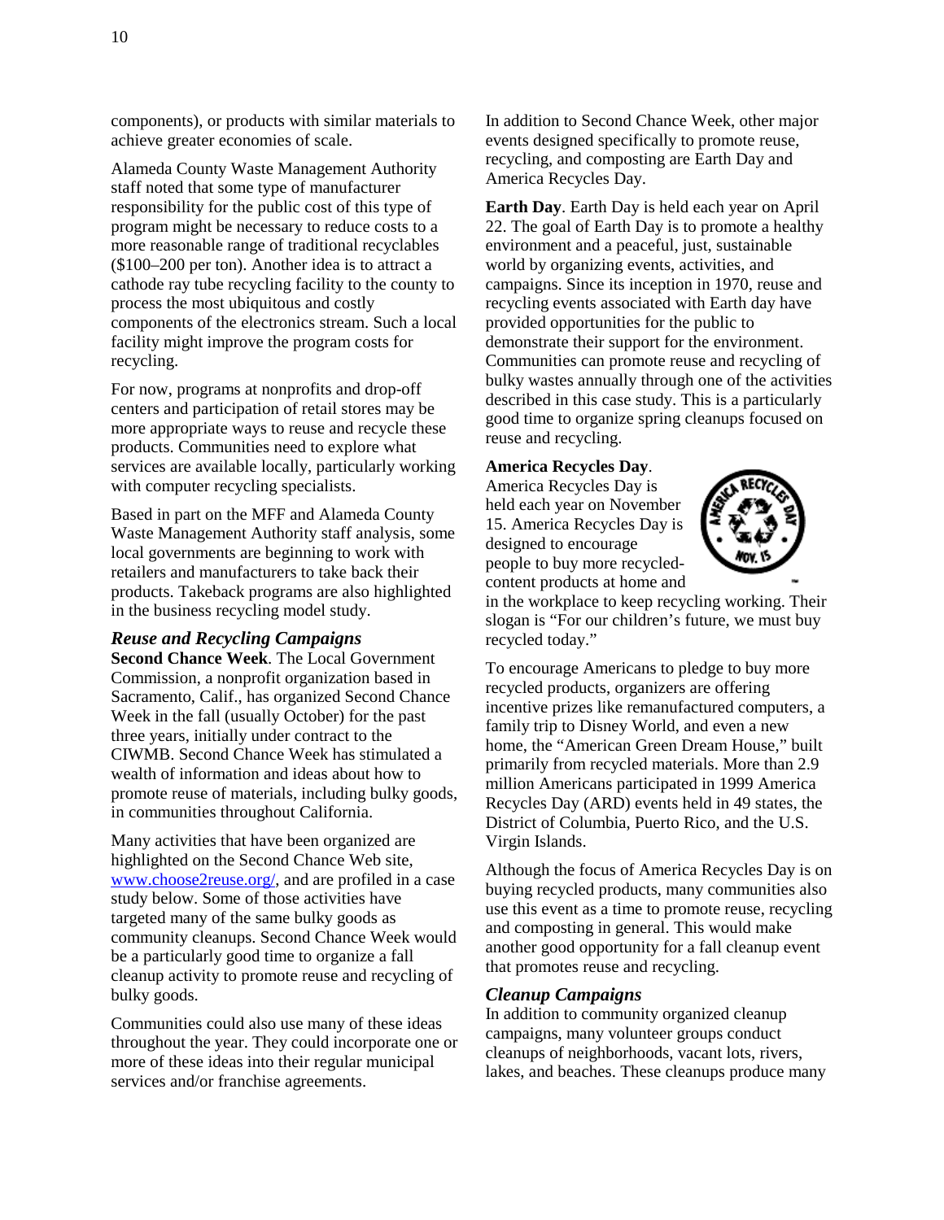components), or products with similar materials to achieve greater economies of scale.

Alameda County Waste Management Authority staff noted that some type of manufacturer responsibility for the public cost of this type of program might be necessary to reduce costs to a more reasonable range of traditional recyclables ($100–200 per ton). Another idea is to attract a cathode ray tube recycling facility to the county to process the most ubiquitous and costly components of the electronics stream. Such a local facility might improve the program costs for recycling.

For now, programs at nonprofits and drop-off centers and participation of retail stores may be more appropriate ways to reuse and recycle these products. Communities need to explore what services are available locally, particularly working with computer recycling specialists.

Based in part on the MFF and Alameda County Waste Management Authority staff analysis, some local governments are beginning to work with retailers and manufacturers to take back their products. Takeback programs are also highlighted in the business recycling model study.

### *Reuse and Recycling Campaigns*

**Second Chance Week**. The Local Government Commission, a nonprofit organization based in Sacramento, Calif., has organized Second Chance Week in the fall (usually October) for the past three years, initially under contract to the CIWMB. Second Chance Week has stimulated a wealth of information and ideas about how to promote reuse of materials, including bulky goods, in communities throughout California.

Many activities that have been organized are highlighted on the Second Chance Web site, [www.choose2reuse.org/](http://www.choose2reuse.org/), and are profiled in a case study below. Some of those activities have targeted many of the same bulky goods as community cleanups. Second Chance Week would be a particularly good time to organize a fall cleanup activity to promote reuse and recycling of bulky goods.

Communities could also use many of these ideas throughout the year. They could incorporate one or more of these ideas into their regular municipal services and/or franchise agreements.

In addition to Second Chance Week, other major events designed specifically to promote reuse, recycling, and composting are Earth Day and America Recycles Day.

**Earth Day**. Earth Day is held each year on April 22. The goal of Earth Day is to promote a healthy environment and a peaceful, just, sustainable world by organizing events, activities, and campaigns. Since its inception in 1970, reuse and recycling events associated with Earth day have provided opportunities for the public to demonstrate their support for the environment. Communities can promote reuse and recycling of bulky wastes annually through one of the activities described in this case study. This is a particularly good time to organize spring cleanups focused on reuse and recycling.

**America Recycles Day**. America Recycles Day is held each year on November 15. America Recycles Day is designed to encourage people to buy more recycled-content products at home and in the workplace to keep recycling working. Their slogan is "For our children's future, we must buy recycled today."

To encourage Americans to pledge to buy more recycled products, organizers are offering incentive prizes like remanufactured computers, a family trip to Disney World, and even a new home, the "American Green Dream House," built primarily from recycled materials. More than 2.9 million Americans participated in 1999 America Recycles Day (ARD) events held in 49 states, the District of Columbia, Puerto Rico, and the U.S. Virgin Islands.

Although the focus of America Recycles Day is on buying recycled products, many communities also use this event as a time to promote reuse, recycling and composting in general. This would make another good opportunity for a fall cleanup event that promotes reuse and recycling.

### *Cleanup Campaigns*

In addition to community organized cleanup campaigns, many volunteer groups conduct cleanups of neighborhoods, vacant lots, rivers, lakes, and beaches. These cleanups produce many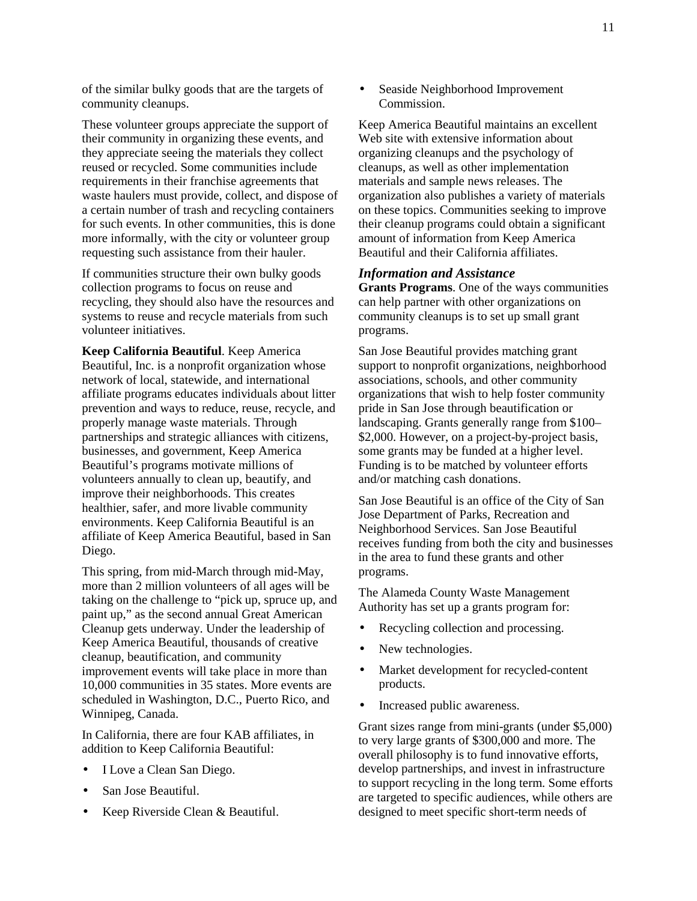of the similar bulky goods that are the targets of community cleanups.

These volunteer groups appreciate the support of their community in organizing these events, and they appreciate seeing the materials they collect reused or recycled. Some communities include requirements in their franchise agreements that waste haulers must provide, collect, and dispose of a certain number of trash and recycling containers for such events. In other communities, this is done more informally, with the city or volunteer group requesting such assistance from their hauler.

If communities structure their own bulky goods collection programs to focus on reuse and recycling, they should also have the resources and systems to reuse and recycle materials from such volunteer initiatives.

**Keep California Beautiful**. Keep America Beautiful, Inc. is a nonprofit organization whose network of local, statewide, and international affiliate programs educates individuals about litter prevention and ways to reduce, reuse, recycle, and properly manage waste materials. Through partnerships and strategic alliances with citizens, businesses, and government, Keep America Beautiful's programs motivate millions of volunteers annually to clean up, beautify, and improve their neighborhoods. This creates healthier, safer, and more livable community environments. Keep California Beautiful is an affiliate of Keep America Beautiful, based in San Diego.

This spring, from mid-March through mid-May, more than 2 million volunteers of all ages will be taking on the challenge to "pick up, spruce up, and paint up," as the second annual Great American Cleanup gets underway. Under the leadership of Keep America Beautiful, thousands of creative cleanup, beautification, and community improvement events will take place in more than 10,000 communities in 35 states. More events are scheduled in Washington, D.C., Puerto Rico, and Winnipeg, Canada.

In California, there are four KAB affiliates, in addition to Keep California Beautiful:

- I Love a Clean San Diego.
- San Jose Beautiful.
- Keep Riverside Clean & Beautiful.
- Seaside Neighborhood Improvement Commission.

Keep America Beautiful maintains an excellent Web site with extensive information about organizing cleanups and the psychology of cleanups, as well as other implementation materials and sample news releases. The organization also publishes a variety of materials on these topics. Communities seeking to improve their cleanup programs could obtain a significant amount of information from Keep America Beautiful and their California affiliates.

### *Information and Assistance*

**Grants Programs**. One of the ways communities can help partner with other organizations on community cleanups is to set up small grant programs.

San Jose Beautiful provides matching grant support to nonprofit organizations, neighborhood associations, schools, and other community organizations that wish to help foster community pride in San Jose through beautification or landscaping. Grants generally range from $100–$2,000. However, on a project-by-project basis, some grants may be funded at a higher level. Funding is to be matched by volunteer efforts and/or matching cash donations.

San Jose Beautiful is an office of the City of San Jose Department of Parks, Recreation and Neighborhood Services. San Jose Beautiful receives funding from both the city and businesses in the area to fund these grants and other programs.

The Alameda County Waste Management Authority has set up a grants program for:

- Recycling collection and processing.
- New technologies.
- Market development for recycled-content products.
- Increased public awareness.

Grant sizes range from mini-grants (under $5,000) to very large grants of $300,000 and more. The overall philosophy is to fund innovative efforts, develop partnerships, and invest in infrastructure to support recycling in the long term. Some efforts are targeted to specific audiences, while others are designed to meet specific short-term needs of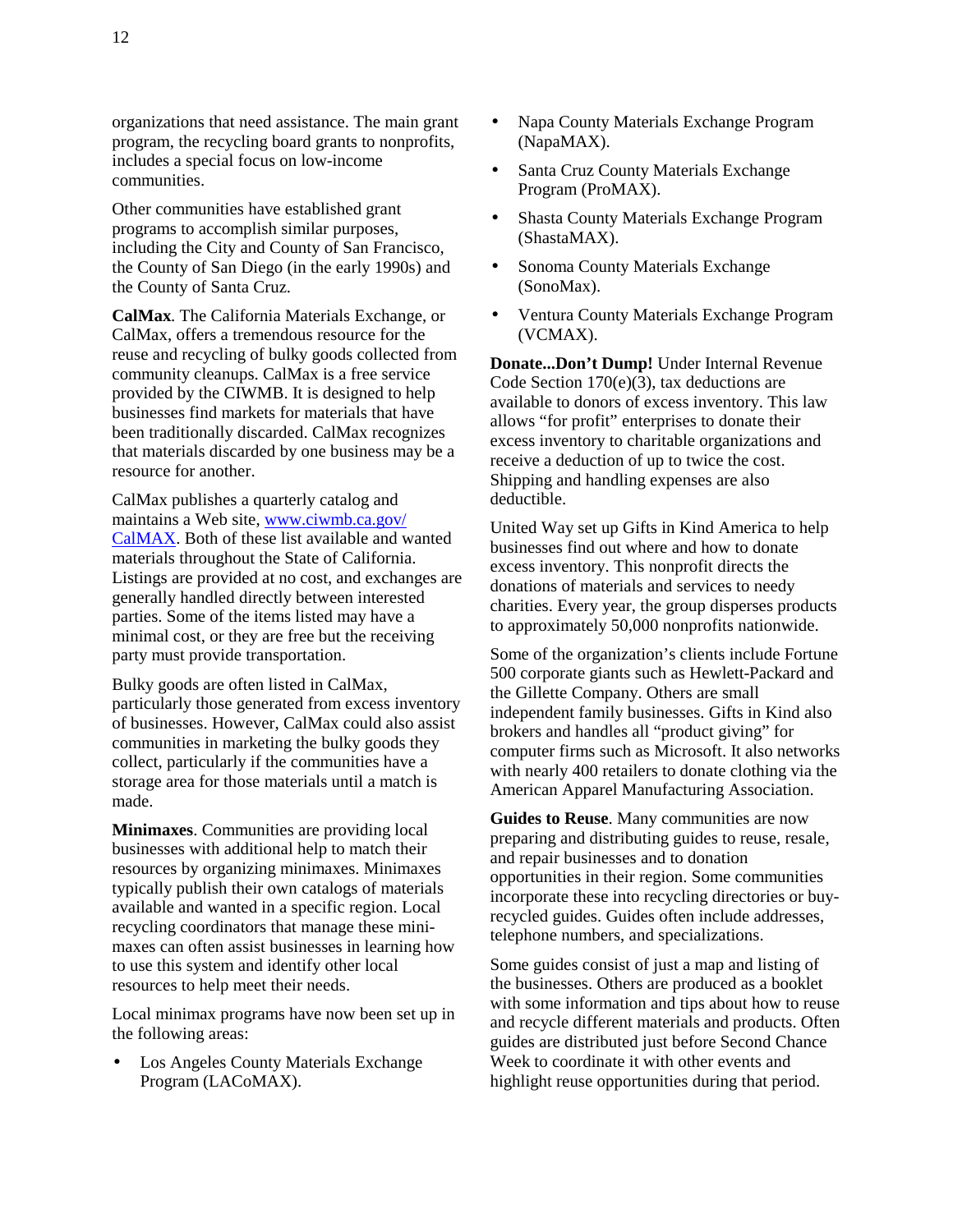organizations that need assistance. The main grant program, the recycling board grants to nonprofits, includes a special focus on low-income communities.

Other communities have established grant programs to accomplish similar purposes, including the City and County of San Francisco, the County of San Diego (in the early 1990s) and the County of Santa Cruz.

**CalMax**. The California Materials Exchange, or CalMax, offers a tremendous resource for the reuse and recycling of bulky goods collected from community cleanups. CalMax is a free service provided by the CIWMB. It is designed to help businesses find markets for materials that have been traditionally discarded. CalMax recognizes that materials discarded by one business may be a resource for another.

CalMax publishes a quarterly catalog and maintains a Web site, [www.ciwmb.ca.gov/CalMAX](www.ciwmb.ca.gov/CalMAX). Both of these list available and wanted materials throughout the State of California. Listings are provided at no cost, and exchanges are generally handled directly between interested parties. Some of the items listed may have a minimal cost, or they are free but the receiving party must provide transportation.

Bulky goods are often listed in CalMax, particularly those generated from excess inventory of businesses. However, CalMax could also assist communities in marketing the bulky goods they collect, particularly if the communities have a storage area for those materials until a match is made.

**Minimaxes**. Communities are providing local businesses with additional help to match their resources by organizing minimaxes. Minimaxes typically publish their own catalogs of materials available and wanted in a specific region. Local recycling coordinators that manage these mini-maxes can often assist businesses in learning how to use this system and identify other local resources to help meet their needs.

Local minimax programs have now been set up in the following areas:

- Los Angeles County Materials Exchange Program (LACoMAX).
- Napa County Materials Exchange Program (NapaMAX).
- Santa Cruz County Materials Exchange Program (ProMAX).
- Shasta County Materials Exchange Program (ShastaMAX).
- Sonoma County Materials Exchange (SonoMax).
- Ventura County Materials Exchange Program (VCMAX).

**Donate...Don't Dump!** Under Internal Revenue Code Section 170(e)(3), tax deductions are available to donors of excess inventory. This law allows "for profit" enterprises to donate their excess inventory to charitable organizations and receive a deduction of up to twice the cost. Shipping and handling expenses are also deductible.

United Way set up Gifts in Kind America to help businesses find out where and how to donate excess inventory. This nonprofit directs the donations of materials and services to needy charities. Every year, the group disperses products to approximately 50,000 nonprofits nationwide.

Some of the organization's clients include Fortune 500 corporate giants such as Hewlett-Packard and the Gillette Company. Others are small independent family businesses. Gifts in Kind also brokers and handles all "product giving" for computer firms such as Microsoft. It also networks with nearly 400 retailers to donate clothing via the American Apparel Manufacturing Association.

**Guides to Reuse**. Many communities are now preparing and distributing guides to reuse, resale, and repair businesses and to donation opportunities in their region. Some communities incorporate these into recycling directories or buy-recycled guides. Guides often include addresses, telephone numbers, and specializations.

Some guides consist of just a map and listing of the businesses. Others are produced as a booklet with some information and tips about how to reuse and recycle different materials and products. Often guides are distributed just before Second Chance Week to coordinate it with other events and highlight reuse opportunities during that period.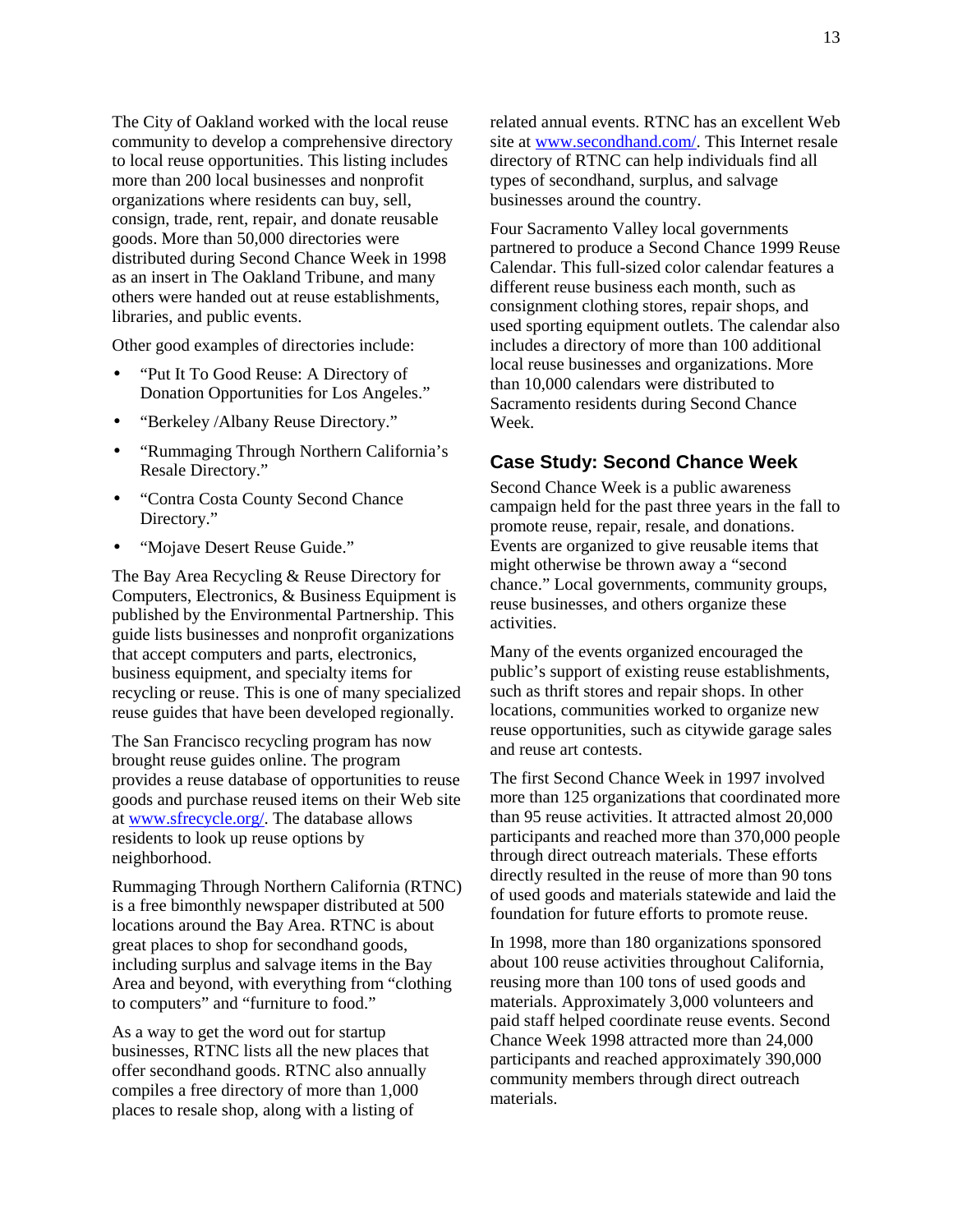The City of Oakland worked with the local reuse community to develop a comprehensive directory to local reuse opportunities. This listing includes more than 200 local businesses and nonprofit organizations where residents can buy, sell, consign, trade, rent, repair, and donate reusable goods. More than 50,000 directories were distributed during Second Chance Week in 1998 as an insert in The Oakland Tribune, and many others were handed out at reuse establishments, libraries, and public events.

Other good examples of directories include:

- "Put It To Good Reuse: A Directory of Donation Opportunities for Los Angeles."
- "Berkeley /Albany Reuse Directory."
- "Rummaging Through Northern California's Resale Directory."
- "Contra Costa County Second Chance Directory."
- "Mojave Desert Reuse Guide."

The Bay Area Recycling & Reuse Directory for Computers, Electronics, & Business Equipment is published by the Environmental Partnership. This guide lists businesses and nonprofit organizations that accept computers and parts, electronics, business equipment, and specialty items for recycling or reuse. This is one of many specialized reuse guides that have been developed regionally.

The San Francisco recycling program has now brought reuse guides online. The program provides a reuse database of opportunities to reuse goods and purchase reused items on their Web site at [www.sfrecycle.org/](www.sfrecycle.org/). The database allows residents to look up reuse options by neighborhood.

Rummaging Through Northern California (RTNC) is a free bimonthly newspaper distributed at 500 locations around the Bay Area. RTNC is about great places to shop for secondhand goods, including surplus and salvage items in the Bay Area and beyond, with everything from "clothing to computers" and "furniture to food."

As a way to get the word out for startup businesses, RTNC lists all the new places that offer secondhand goods. RTNC also annually compiles a free directory of more than 1,000 places to resale shop, along with a listing of related annual events. RTNC has an excellent Web site at [www.secondhand.com/](www.secondhand.com/). This Internet resale directory of RTNC can help individuals find all types of secondhand, surplus, and salvage businesses around the country.

Four Sacramento Valley local governments partnered to produce a Second Chance 1999 Reuse Calendar. This full-sized color calendar features a different reuse business each month, such as consignment clothing stores, repair shops, and used sporting equipment outlets. The calendar also includes a directory of more than 100 additional local reuse businesses and organizations. More than 10,000 calendars were distributed to Sacramento residents during Second Chance Week.

## Case Study: Second Chance Week

Second Chance Week is a public awareness campaign held for the past three years in the fall to promote reuse, repair, resale, and donations. Events are organized to give reusable items that might otherwise be thrown away a "second chance." Local governments, community groups, reuse businesses, and others organize these activities.

Many of the events organized encouraged the public's support of existing reuse establishments, such as thrift stores and repair shops. In other locations, communities worked to organize new reuse opportunities, such as citywide garage sales and reuse art contests.

The first Second Chance Week in 1997 involved more than 125 organizations that coordinated more than 95 reuse activities. It attracted almost 20,000 participants and reached more than 370,000 people through direct outreach materials. These efforts directly resulted in the reuse of more than 90 tons of used goods and materials statewide and laid the foundation for future efforts to promote reuse.

In 1998, more than 180 organizations sponsored about 100 reuse activities throughout California, reusing more than 100 tons of used goods and materials. Approximately 3,000 volunteers and paid staff helped coordinate reuse events. Second Chance Week 1998 attracted more than 24,000 participants and reached approximately 390,000 community members through direct outreach materials.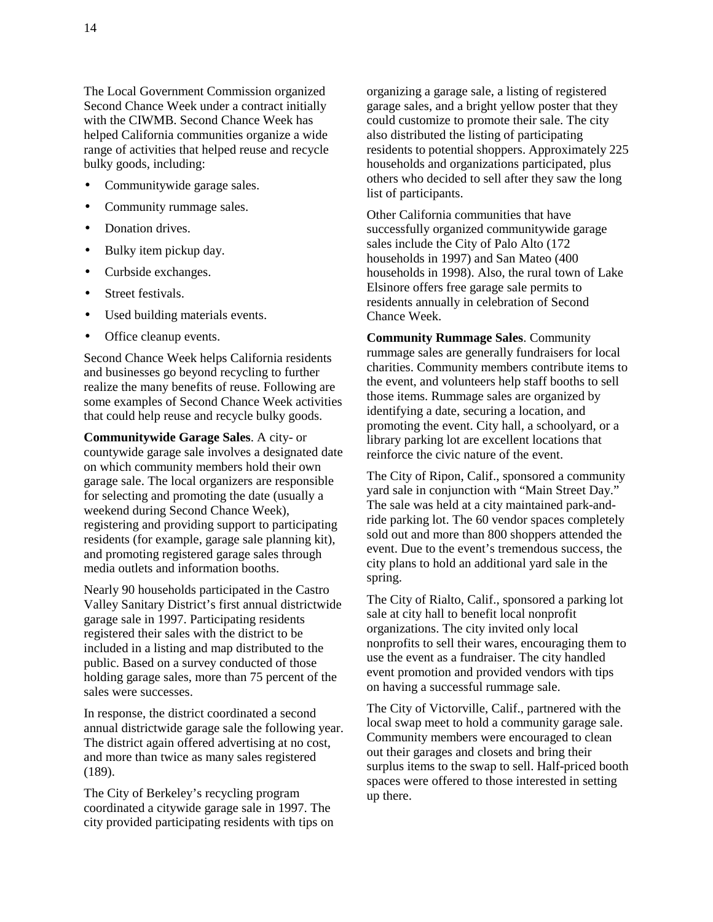The Local Government Commission organized Second Chance Week under a contract initially with the CIWMB. Second Chance Week has helped California communities organize a wide range of activities that helped reuse and recycle bulky goods, including:

- Communitywide garage sales.
- Community rummage sales.
- Donation drives.
- Bulky item pickup day.
- Curbside exchanges.
- Street festivals.
- Used building materials events.
- Office cleanup events.

Second Chance Week helps California residents and businesses go beyond recycling to further realize the many benefits of reuse. Following are some examples of Second Chance Week activities that could help reuse and recycle bulky goods.

**Communitywide Garage Sales**. A city- or countywide garage sale involves a designated date on which community members hold their own garage sale. The local organizers are responsible for selecting and promoting the date (usually a weekend during Second Chance Week), registering and providing support to participating residents (for example, garage sale planning kit), and promoting registered garage sales through media outlets and information booths.

Nearly 90 households participated in the Castro Valley Sanitary District's first annual districtwide garage sale in 1997. Participating residents registered their sales with the district to be included in a listing and map distributed to the public. Based on a survey conducted of those holding garage sales, more than 75 percent of the sales were successes.

In response, the district coordinated a second annual districtwide garage sale the following year. The district again offered advertising at no cost, and more than twice as many sales registered (189).

The City of Berkeley's recycling program coordinated a citywide garage sale in 1997. The city provided participating residents with tips on organizing a garage sale, a listing of registered garage sales, and a bright yellow poster that they could customize to promote their sale. The city also distributed the listing of participating residents to potential shoppers. Approximately 225 households and organizations participated, plus others who decided to sell after they saw the long list of participants.

Other California communities that have successfully organized communitywide garage sales include the City of Palo Alto (172 households in 1997) and San Mateo (400 households in 1998). Also, the rural town of Lake Elsinore offers free garage sale permits to residents annually in celebration of Second Chance Week.

**Community Rummage Sales**. Community rummage sales are generally fundraisers for local charities. Community members contribute items to the event, and volunteers help staff booths to sell those items. Rummage sales are organized by identifying a date, securing a location, and promoting the event. City hall, a schoolyard, or a library parking lot are excellent locations that reinforce the civic nature of the event.

The City of Ripon, Calif., sponsored a community yard sale in conjunction with "Main Street Day." The sale was held at a city maintained park-and-ride parking lot. The 60 vendor spaces completely sold out and more than 800 shoppers attended the event. Due to the event's tremendous success, the city plans to hold an additional yard sale in the spring.

The City of Rialto, Calif., sponsored a parking lot sale at city hall to benefit local nonprofit organizations. The city invited only local nonprofits to sell their wares, encouraging them to use the event as a fundraiser. The city handled event promotion and provided vendors with tips on having a successful rummage sale.

The City of Victorville, Calif., partnered with the local swap meet to hold a community garage sale. Community members were encouraged to clean out their garages and closets and bring their surplus items to the swap to sell. Half-priced booth spaces were offered to those interested in setting up there.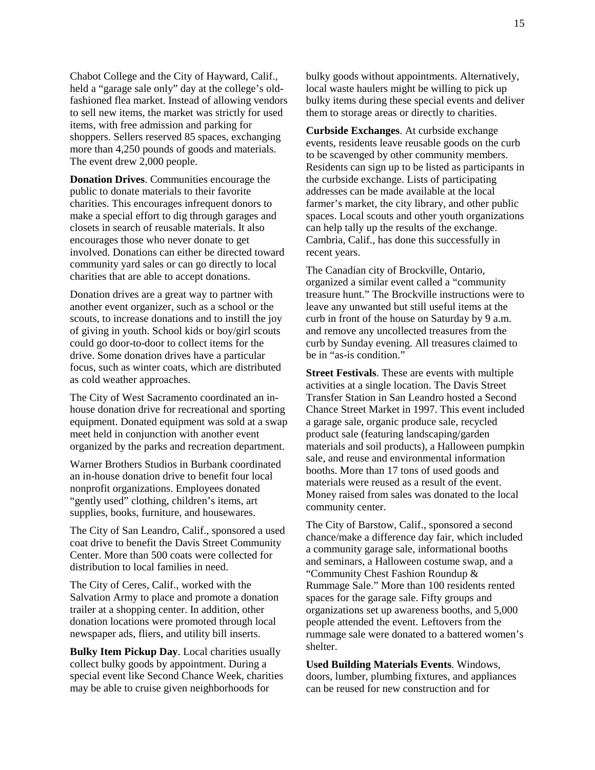Chabot College and the City of Hayward, Calif., held a "garage sale only" day at the college's old-fashioned flea market. Instead of allowing vendors to sell new items, the market was strictly for used items, with free admission and parking for shoppers. Sellers reserved 85 spaces, exchanging more than 4,250 pounds of goods and materials. The event drew 2,000 people.

**Donation Drives**. Communities encourage the public to donate materials to their favorite charities. This encourages infrequent donors to make a special effort to dig through garages and closets in search of reusable materials. It also encourages those who never donate to get involved. Donations can either be directed toward community yard sales or can go directly to local charities that are able to accept donations.

Donation drives are a great way to partner with another event organizer, such as a school or the scouts, to increase donations and to instill the joy of giving in youth. School kids or boy/girl scouts could go door-to-door to collect items for the drive. Some donation drives have a particular focus, such as winter coats, which are distributed as cold weather approaches.

The City of West Sacramento coordinated an in-house donation drive for recreational and sporting equipment. Donated equipment was sold at a swap meet held in conjunction with another event organized by the parks and recreation department.

Warner Brothers Studios in Burbank coordinated an in-house donation drive to benefit four local nonprofit organizations. Employees donated "gently used" clothing, children's items, art supplies, books, furniture, and housewares.

The City of San Leandro, Calif., sponsored a used coat drive to benefit the Davis Street Community Center. More than 500 coats were collected for distribution to local families in need.

The City of Ceres, Calif., worked with the Salvation Army to place and promote a donation trailer at a shopping center. In addition, other donation locations were promoted through local newspaper ads, fliers, and utility bill inserts.

**Bulky Item Pickup Day**. Local charities usually collect bulky goods by appointment. During a special event like Second Chance Week, charities may be able to cruise given neighborhoods for bulky goods without appointments. Alternatively, local waste haulers might be willing to pick up bulky items during these special events and deliver them to storage areas or directly to charities.

**Curbside Exchanges**. At curbside exchange events, residents leave reusable goods on the curb to be scavenged by other community members. Residents can sign up to be listed as participants in the curbside exchange. Lists of participating addresses can be made available at the local farmer's market, the city library, and other public spaces. Local scouts and other youth organizations can help tally up the results of the exchange. Cambria, Calif., has done this successfully in recent years.

The Canadian city of Brockville, Ontario, organized a similar event called a "community treasure hunt." The Brockville instructions were to leave any unwanted but still useful items at the curb in front of the house on Saturday by 9 a.m. and remove any uncollected treasures from the curb by Sunday evening. All treasures claimed to be in "as-is condition."

**Street Festivals**. These are events with multiple activities at a single location. The Davis Street Transfer Station in San Leandro hosted a Second Chance Street Market in 1997. This event included a garage sale, organic produce sale, recycled product sale (featuring landscaping/garden materials and soil products), a Halloween pumpkin sale, and reuse and environmental information booths. More than 17 tons of used goods and materials were reused as a result of the event. Money raised from sales was donated to the local community center.

The City of Barstow, Calif., sponsored a second chance/make a difference day fair, which included a community garage sale, informational booths and seminars, a Halloween costume swap, and a "Community Chest Fashion Roundup & Rummage Sale." More than 100 residents rented spaces for the garage sale. Fifty groups and organizations set up awareness booths, and 5,000 people attended the event. Leftovers from the rummage sale were donated to a battered women's shelter.

**Used Building Materials Events**. Windows, doors, lumber, plumbing fixtures, and appliances can be reused for new construction and for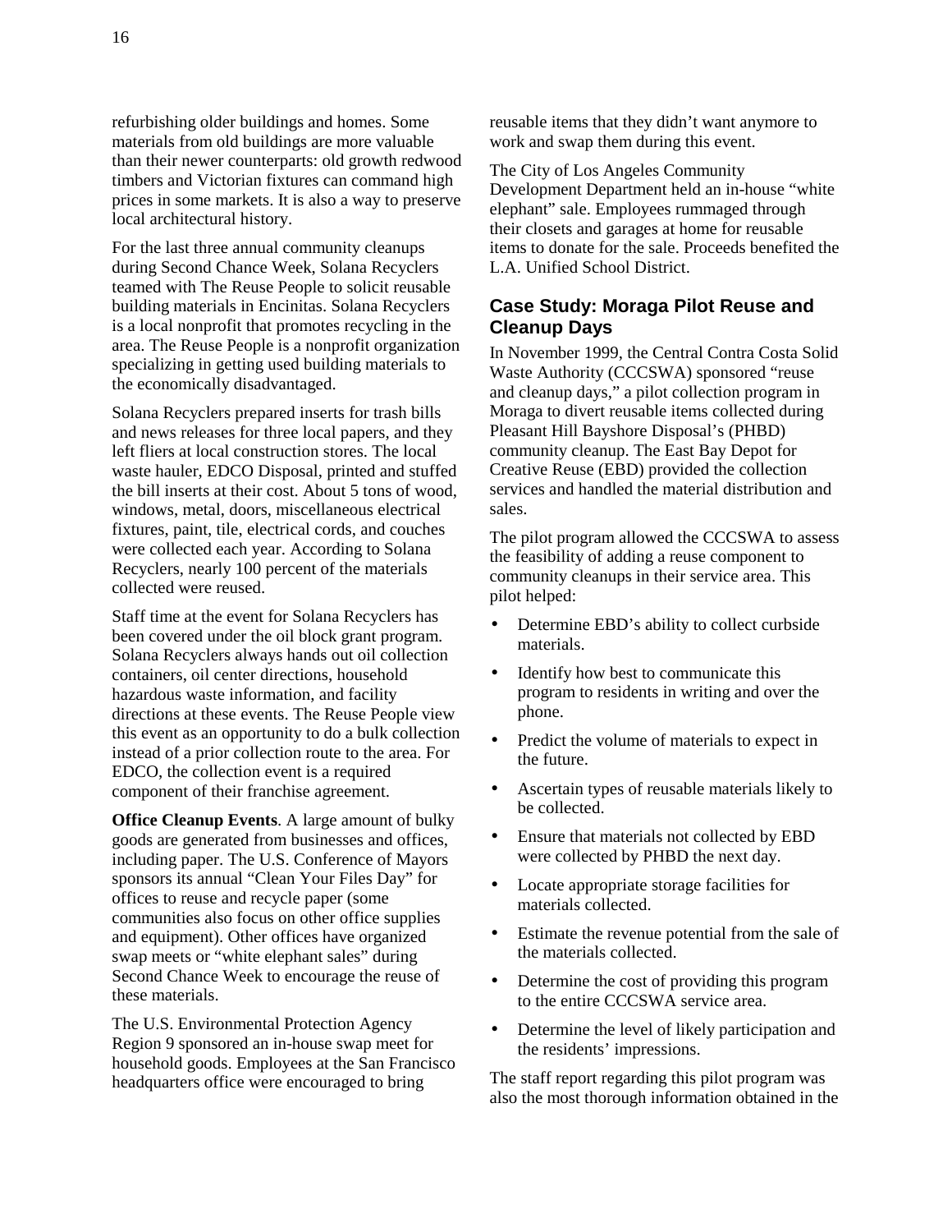refurbishing older buildings and homes. Some materials from old buildings are more valuable than their newer counterparts: old growth redwood timbers and Victorian fixtures can command high prices in some markets. It is also a way to preserve local architectural history.

For the last three annual community cleanups during Second Chance Week, Solana Recyclers teamed with The Reuse People to solicit reusable building materials in Encinitas. Solana Recyclers is a local nonprofit that promotes recycling in the area. The Reuse People is a nonprofit organization specializing in getting used building materials to the economically disadvantaged.

Solana Recyclers prepared inserts for trash bills and news releases for three local papers, and they left fliers at local construction stores. The local waste hauler, EDCO Disposal, printed and stuffed the bill inserts at their cost. About 5 tons of wood, windows, metal, doors, miscellaneous electrical fixtures, paint, tile, electrical cords, and couches were collected each year. According to Solana Recyclers, nearly 100 percent of the materials collected were reused.

Staff time at the event for Solana Recyclers has been covered under the oil block grant program. Solana Recyclers always hands out oil collection containers, oil center directions, household hazardous waste information, and facility directions at these events. The Reuse People view this event as an opportunity to do a bulk collection instead of a prior collection route to the area. For EDCO, the collection event is a required component of their franchise agreement.

**Office Cleanup Events**. A large amount of bulky goods are generated from businesses and offices, including paper. The U.S. Conference of Mayors sponsors its annual "Clean Your Files Day" for offices to reuse and recycle paper (some communities also focus on other office supplies and equipment). Other offices have organized swap meets or "white elephant sales" during Second Chance Week to encourage the reuse of these materials.

The U.S. Environmental Protection Agency Region 9 sponsored an in-house swap meet for household goods. Employees at the San Francisco headquarters office were encouraged to bring reusable items that they didn't want anymore to work and swap them during this event.

The City of Los Angeles Community Development Department held an in-house "white elephant" sale. Employees rummaged through their closets and garages at home for reusable items to donate for the sale. Proceeds benefited the L.A. Unified School District.

### Case Study: Moraga Pilot Reuse and Cleanup Days

In November 1999, the Central Contra Costa Solid Waste Authority (CCCSWA) sponsored "reuse and cleanup days," a pilot collection program in Moraga to divert reusable items collected during Pleasant Hill Bayshore Disposal's (PHBD) community cleanup. The East Bay Depot for Creative Reuse (EBD) provided the collection services and handled the material distribution and sales.

The pilot program allowed the CCCSWA to assess the feasibility of adding a reuse component to community cleanups in their service area. This pilot helped:

- Determine EBD's ability to collect curbside materials.
- Identify how best to communicate this program to residents in writing and over the phone.
- Predict the volume of materials to expect in the future.
- Ascertain types of reusable materials likely to be collected.
- Ensure that materials not collected by EBD were collected by PHBD the next day.
- Locate appropriate storage facilities for materials collected.
- Estimate the revenue potential from the sale of the materials collected.
- Determine the cost of providing this program to the entire CCCSWA service area.
- Determine the level of likely participation and the residents' impressions.

The staff report regarding this pilot program was also the most thorough information obtained in the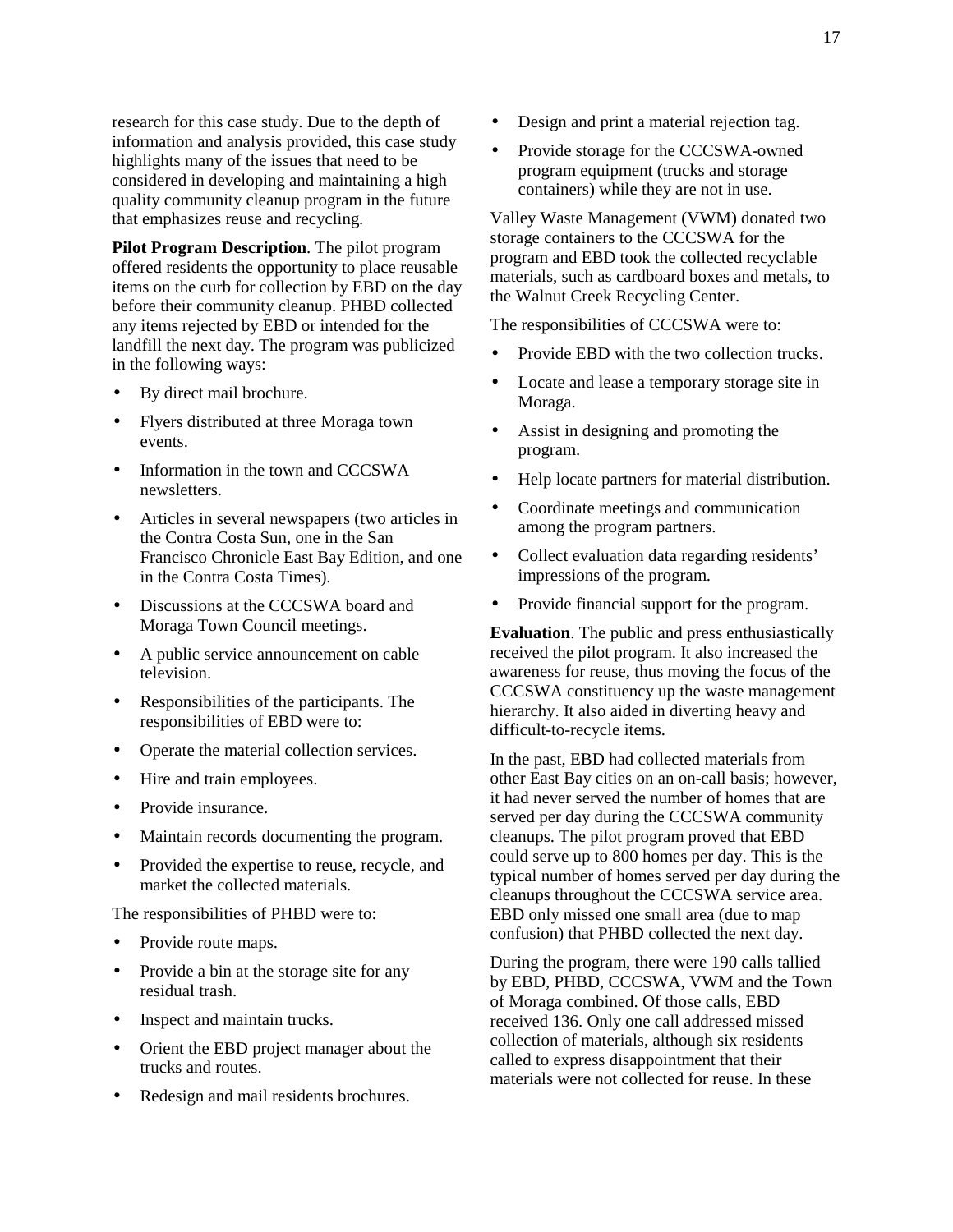research for this case study. Due to the depth of information and analysis provided, this case study highlights many of the issues that need to be considered in developing and maintaining a high quality community cleanup program in the future that emphasizes reuse and recycling.

**Pilot Program Description**. The pilot program offered residents the opportunity to place reusable items on the curb for collection by EBD on the day before their community cleanup. PHBD collected any items rejected by EBD or intended for the landfill the next day. The program was publicized in the following ways:

- By direct mail brochure.
- Flyers distributed at three Moraga town events.
- Information in the town and CCCSWA newsletters.
- Articles in several newspapers (two articles in the Contra Costa Sun, one in the San Francisco Chronicle East Bay Edition, and one in the Contra Costa Times).
- Discussions at the CCCSWA board and Moraga Town Council meetings.
- A public service announcement on cable television.
- Responsibilities of the participants. The responsibilities of EBD were to:
- Operate the material collection services.
- Hire and train employees.
- Provide insurance.
- Maintain records documenting the program.
- Provided the expertise to reuse, recycle, and market the collected materials.

The responsibilities of PHBD were to:

- Provide route maps.
- Provide a bin at the storage site for any residual trash.
- Inspect and maintain trucks.
- Orient the EBD project manager about the trucks and routes.
- Redesign and mail residents brochures.
- Design and print a material rejection tag.
- Provide storage for the CCCSWA-owned program equipment (trucks and storage containers) while they are not in use.

Valley Waste Management (VWM) donated two storage containers to the CCCSWA for the program and EBD took the collected recyclable materials, such as cardboard boxes and metals, to the Walnut Creek Recycling Center.

The responsibilities of CCCSWA were to:

- Provide EBD with the two collection trucks.
- Locate and lease a temporary storage site in Moraga.
- Assist in designing and promoting the program.
- Help locate partners for material distribution.
- Coordinate meetings and communication among the program partners.
- Collect evaluation data regarding residents' impressions of the program.
- Provide financial support for the program.

**Evaluation**. The public and press enthusiastically received the pilot program. It also increased the awareness for reuse, thus moving the focus of the CCCSWA constituency up the waste management hierarchy. It also aided in diverting heavy and difficult-to-recycle items.

In the past, EBD had collected materials from other East Bay cities on an on-call basis; however, it had never served the number of homes that are served per day during the CCCSWA community cleanups. The pilot program proved that EBD could serve up to 800 homes per day. This is the typical number of homes served per day during the cleanups throughout the CCCSWA service area. EBD only missed one small area (due to map confusion) that PHBD collected the next day.

During the program, there were 190 calls tallied by EBD, PHBD, CCCSWA, VWM and the Town of Moraga combined. Of those calls, EBD received 136. Only one call addressed missed collection of materials, although six residents called to express disappointment that their materials were not collected for reuse. In these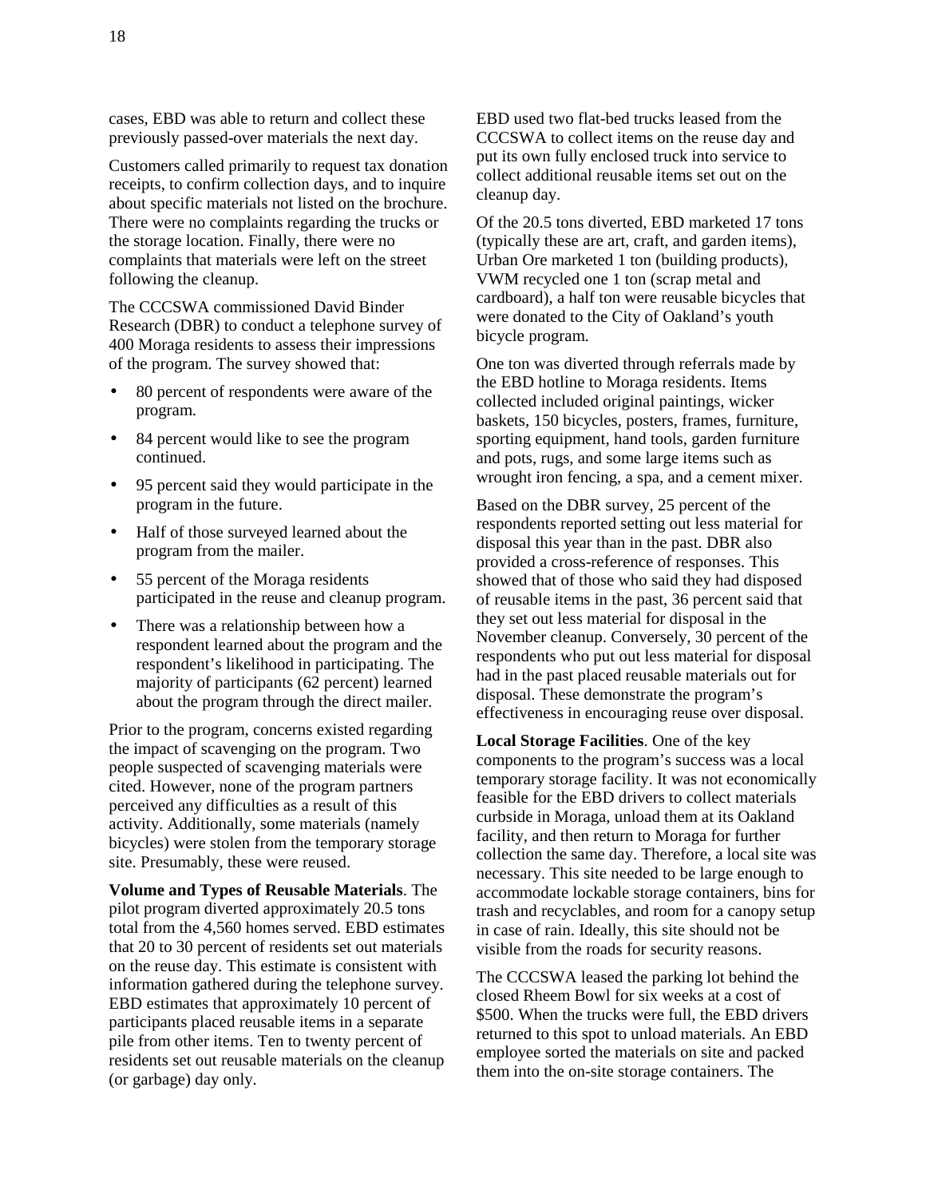cases, EBD was able to return and collect these previously passed-over materials the next day.

Customers called primarily to request tax donation receipts, to confirm collection days, and to inquire about specific materials not listed on the brochure. There were no complaints regarding the trucks or the storage location. Finally, there were no complaints that materials were left on the street following the cleanup.

The CCCSWA commissioned David Binder Research (DBR) to conduct a telephone survey of 400 Moraga residents to assess their impressions of the program. The survey showed that:

- 80 percent of respondents were aware of the program.
- 84 percent would like to see the program continued.
- 95 percent said they would participate in the program in the future.
- Half of those surveyed learned about the program from the mailer.
- 55 percent of the Moraga residents participated in the reuse and cleanup program.
- There was a relationship between how a respondent learned about the program and the respondent's likelihood in participating. The majority of participants (62 percent) learned about the program through the direct mailer.

Prior to the program, concerns existed regarding the impact of scavenging on the program. Two people suspected of scavenging materials were cited. However, none of the program partners perceived any difficulties as a result of this activity. Additionally, some materials (namely bicycles) were stolen from the temporary storage site. Presumably, these were reused.

**Volume and Types of Reusable Materials**. The pilot program diverted approximately 20.5 tons total from the 4,560 homes served. EBD estimates that 20 to 30 percent of residents set out materials on the reuse day. This estimate is consistent with information gathered during the telephone survey. EBD estimates that approximately 10 percent of participants placed reusable items in a separate pile from other items. Ten to twenty percent of residents set out reusable materials on the cleanup (or garbage) day only.

EBD used two flat-bed trucks leased from the CCCSWA to collect items on the reuse day and put its own fully enclosed truck into service to collect additional reusable items set out on the cleanup day.

Of the 20.5 tons diverted, EBD marketed 17 tons (typically these are art, craft, and garden items), Urban Ore marketed 1 ton (building products), VWM recycled one 1 ton (scrap metal and cardboard), a half ton were reusable bicycles that were donated to the City of Oakland's youth bicycle program.

One ton was diverted through referrals made by the EBD hotline to Moraga residents. Items collected included original paintings, wicker baskets, 150 bicycles, posters, frames, furniture, sporting equipment, hand tools, garden furniture and pots, rugs, and some large items such as wrought iron fencing, a spa, and a cement mixer.

Based on the DBR survey, 25 percent of the respondents reported setting out less material for disposal this year than in the past. DBR also provided a cross-reference of responses. This showed that of those who said they had disposed of reusable items in the past, 36 percent said that they set out less material for disposal in the November cleanup. Conversely, 30 percent of the respondents who put out less material for disposal had in the past placed reusable materials out for disposal. These demonstrate the program's effectiveness in encouraging reuse over disposal.

**Local Storage Facilities**. One of the key components to the program's success was a local temporary storage facility. It was not economically feasible for the EBD drivers to collect materials curbside in Moraga, unload them at its Oakland facility, and then return to Moraga for further collection the same day. Therefore, a local site was necessary. This site needed to be large enough to accommodate lockable storage containers, bins for trash and recyclables, and room for a canopy setup in case of rain. Ideally, this site should not be visible from the roads for security reasons.

The CCCSWA leased the parking lot behind the closed Rheem Bowl for six weeks at a cost of $500. When the trucks were full, the EBD drivers returned to this spot to unload materials. An EBD employee sorted the materials on site and packed them into the on-site storage containers. The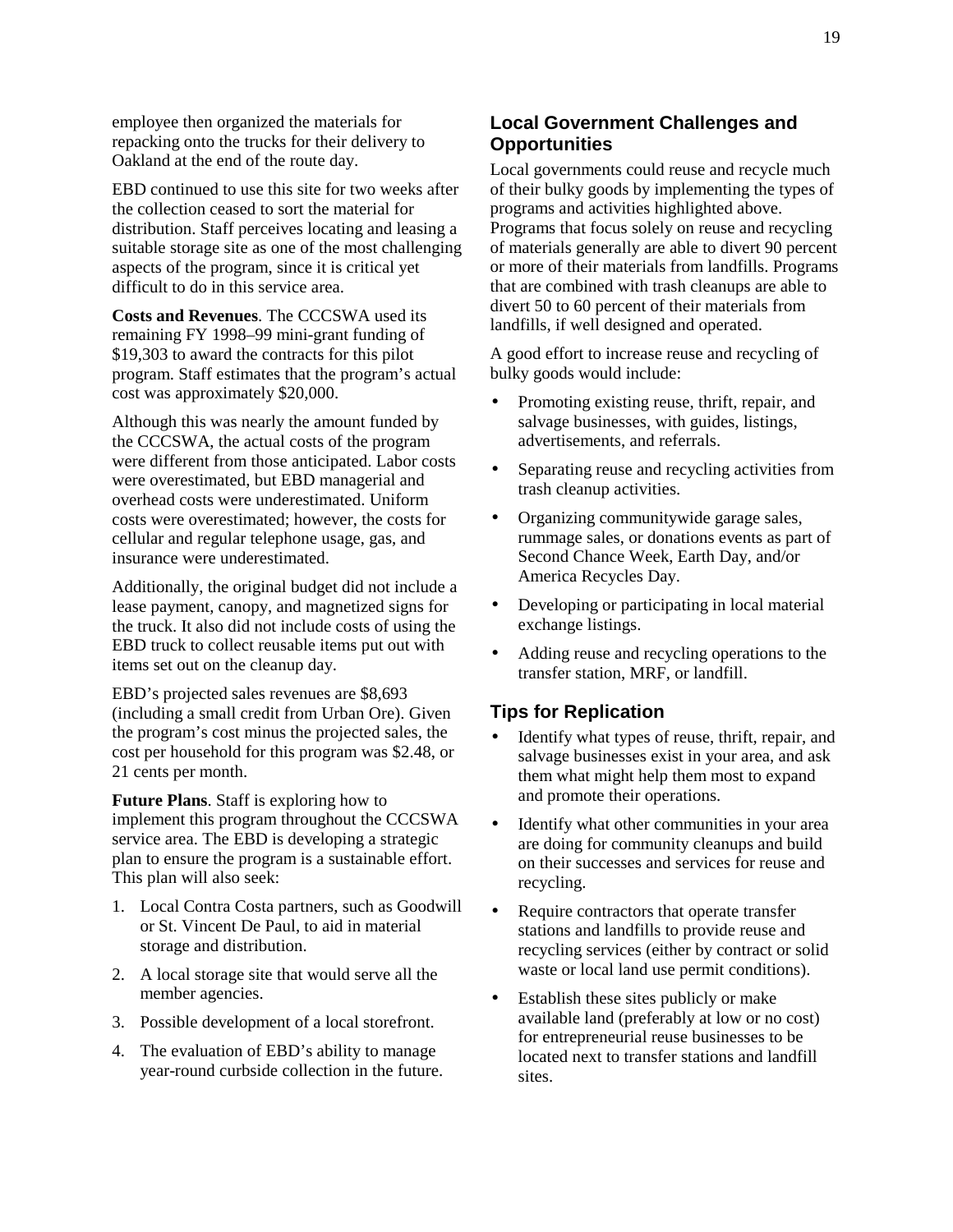employee then organized the materials for repacking onto the trucks for their delivery to Oakland at the end of the route day.

EBD continued to use this site for two weeks after the collection ceased to sort the material for distribution. Staff perceives locating and leasing a suitable storage site as one of the most challenging aspects of the program, since it is critical yet difficult to do in this service area.

**Costs and Revenues**. The CCCSWA used its remaining FY 1998–99 mini-grant funding of $19,303 to award the contracts for this pilot program. Staff estimates that the program's actual cost was approximately $20,000.

Although this was nearly the amount funded by the CCCSWA, the actual costs of the program were different from those anticipated. Labor costs were overestimated, but EBD managerial and overhead costs were underestimated. Uniform costs were overestimated; however, the costs for cellular and regular telephone usage, gas, and insurance were underestimated.

Additionally, the original budget did not include a lease payment, canopy, and magnetized signs for the truck. It also did not include costs of using the EBD truck to collect reusable items put out with items set out on the cleanup day.

EBD's projected sales revenues are $8,693 (including a small credit from Urban Ore). Given the program's cost minus the projected sales, the cost per household for this program was $2.48, or 21 cents per month.

**Future Plans**. Staff is exploring how to implement this program throughout the CCCSWA service area. The EBD is developing a strategic plan to ensure the program is a sustainable effort. This plan will also seek:

1. Local Contra Costa partners, such as Goodwill or St. Vincent De Paul, to aid in material storage and distribution.
2. A local storage site that would serve all the member agencies.
3. Possible development of a local storefront.
4. The evaluation of EBD's ability to manage year-round curbside collection in the future.

## Local Government Challenges and Opportunities

Local governments could reuse and recycle much of their bulky goods by implementing the types of programs and activities highlighted above. Programs that focus solely on reuse and recycling of materials generally are able to divert 90 percent or more of their materials from landfills. Programs that are combined with trash cleanups are able to divert 50 to 60 percent of their materials from landfills, if well designed and operated.

A good effort to increase reuse and recycling of bulky goods would include:

- Promoting existing reuse, thrift, repair, and salvage businesses, with guides, listings, advertisements, and referrals.
- Separating reuse and recycling activities from trash cleanup activities.
- Organizing communitywide garage sales, rummage sales, or donations events as part of Second Chance Week, Earth Day, and/or America Recycles Day.
- Developing or participating in local material exchange listings.
- Adding reuse and recycling operations to the transfer station, MRF, or landfill.

## Tips for Replication

- Identify what types of reuse, thrift, repair, and salvage businesses exist in your area, and ask them what might help them most to expand and promote their operations.
- Identify what other communities in your area are doing for community cleanups and build on their successes and services for reuse and recycling.
- Require contractors that operate transfer stations and landfills to provide reuse and recycling services (either by contract or solid waste or local land use permit conditions).
- Establish these sites publicly or make available land (preferably at low or no cost) for entrepreneurial reuse businesses to be located next to transfer stations and landfill sites.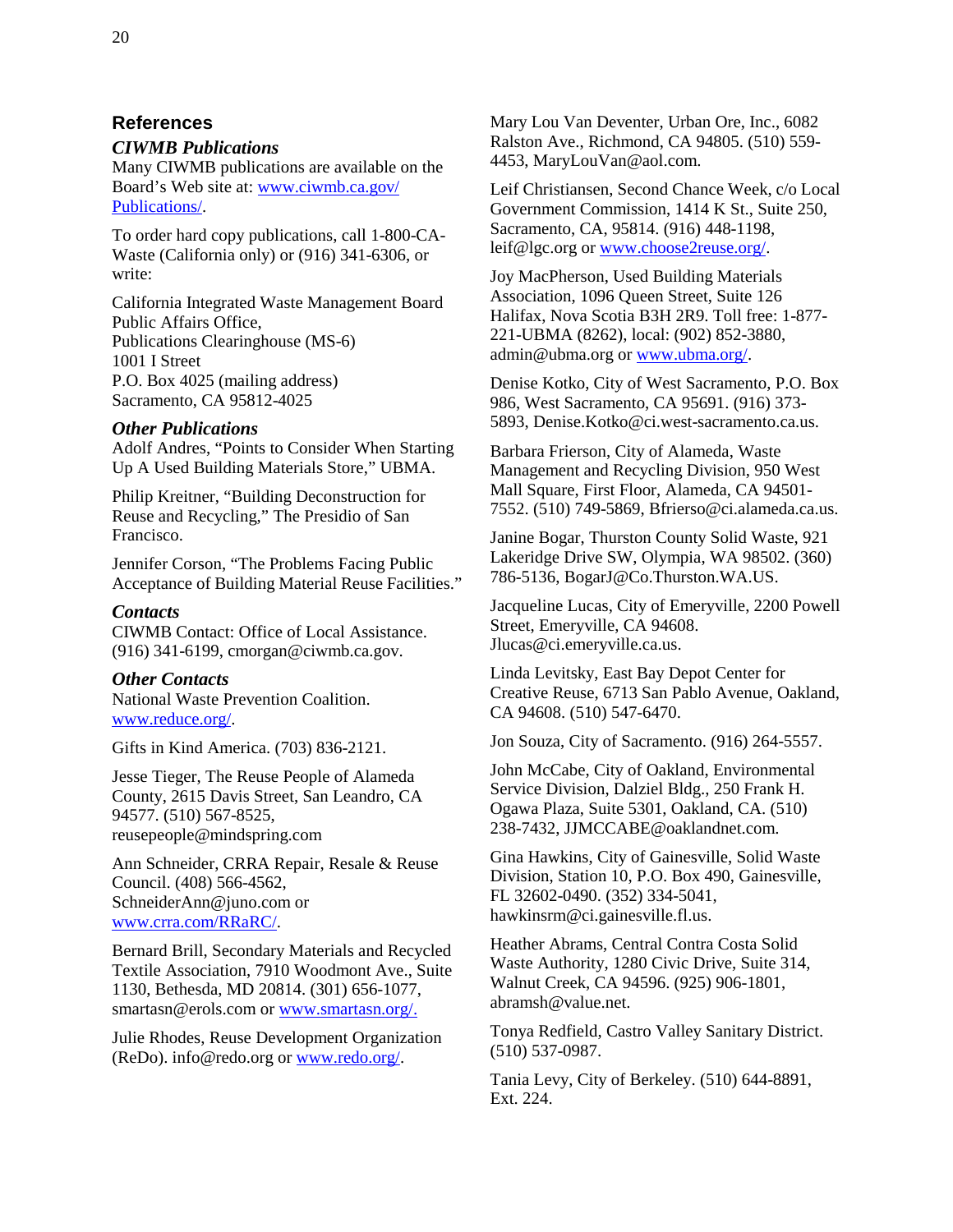## References

### *CIWMB Publications*

Many CIWMB publications are available on the Board's Web site at: [www.ciwmb.ca.gov/Publications/](www.ciwmb.ca.gov/Publications/).

To order hard copy publications, call 1-800-CA-Waste (California only) or (916) 341-6306, or write:

California Integrated Waste Management Board
Public Affairs Office,
Publications Clearinghouse (MS-6)
1001 I Street
P.O. Box 4025 (mailing address)
Sacramento, CA 95812-4025

### *Other Publications*

Adolf Andres, "Points to Consider When Starting Up A Used Building Materials Store," UBMA.

Philip Kreitner, "Building Deconstruction for Reuse and Recycling," The Presidio of San Francisco.

Jennifer Corson, "The Problems Facing Public Acceptance of Building Material Reuse Facilities."

### *Contacts*

CIWMB Contact: Office of Local Assistance. (916) 341-6199, cmorgan@ciwmb.ca.gov.

### *Other Contacts*

National Waste Prevention Coalition. [www.reduce.org/](www.reduce.org/).

Gifts in Kind America. (703) 836-2121.

Jesse Tieger, The Reuse People of Alameda County, 2615 Davis Street, San Leandro, CA 94577. (510) 567-8525, reusepeople@mindspring.com

Ann Schneider, CRRA Repair, Resale & Reuse Council. (408) 566-4562, SchneiderAnn@juno.com or [www.crra.com/RRaRC/](www.crra.com/RRaRC/).

Bernard Brill, Secondary Materials and Recycled Textile Association, 7910 Woodmont Ave., Suite 1130, Bethesda, MD 20814. (301) 656-1077, smartasn@erols.com or [www.smartasn.org/](www.smartasn.org/).

Julie Rhodes, Reuse Development Organization (ReDo). info@redo.org or [www.redo.org/](www.redo.org/).

Mary Lou Van Deventer, Urban Ore, Inc., 6082 Ralston Ave., Richmond, CA 94805. (510) 559-4453, MaryLouVan@aol.com.

Leif Christiansen, Second Chance Week, c/o Local Government Commission, 1414 K St., Suite 250, Sacramento, CA, 95814. (916) 448-1198, leif@lgc.org or [www.choose2reuse.org/](www.choose2reuse.org/).

Joy MacPherson, Used Building Materials Association, 1096 Queen Street, Suite 126 Halifax, Nova Scotia B3H 2R9. Toll free: 1-877-221-UBMA (8262), local: (902) 852-3880, admin@ubma.org or [www.ubma.org/](www.ubma.org/).

Denise Kotko, City of West Sacramento, P.O. Box 986, West Sacramento, CA 95691. (916) 373-5893, Denise.Kotko@ci.west-sacramento.ca.us.

Barbara Frierson, City of Alameda, Waste Management and Recycling Division, 950 West Mall Square, First Floor, Alameda, CA 94501-7552. (510) 749-5869, Bfrierso@ci.alameda.ca.us.

Janine Bogar, Thurston County Solid Waste, 921 Lakeridge Drive SW, Olympia, WA 98502. (360) 786-5136, BogarJ@Co.Thurston.WA.US.

Jacqueline Lucas, City of Emeryville, 2200 Powell Street, Emeryville, CA 94608. Jlucas@ci.emeryville.ca.us.

Linda Levitsky, East Bay Depot Center for Creative Reuse, 6713 San Pablo Avenue, Oakland, CA 94608. (510) 547-6470.

Jon Souza, City of Sacramento. (916) 264-5557.

John McCabe, City of Oakland, Environmental Service Division, Dalziel Bldg., 250 Frank H. Ogawa Plaza, Suite 5301, Oakland, CA. (510) 238-7432, JJMCCABE@oaklandnet.com.

Gina Hawkins, City of Gainesville, Solid Waste Division, Station 10, P.O. Box 490, Gainesville, FL 32602-0490. (352) 334-5041, hawkinsrm@ci.gainesville.fl.us.

Heather Abrams, Central Contra Costa Solid Waste Authority, 1280 Civic Drive, Suite 314, Walnut Creek, CA 94596. (925) 906-1801, abramsh@value.net.

Tonya Redfield, Castro Valley Sanitary District. (510) 537-0987.

Tania Levy, City of Berkeley. (510) 644-8891, Ext. 224.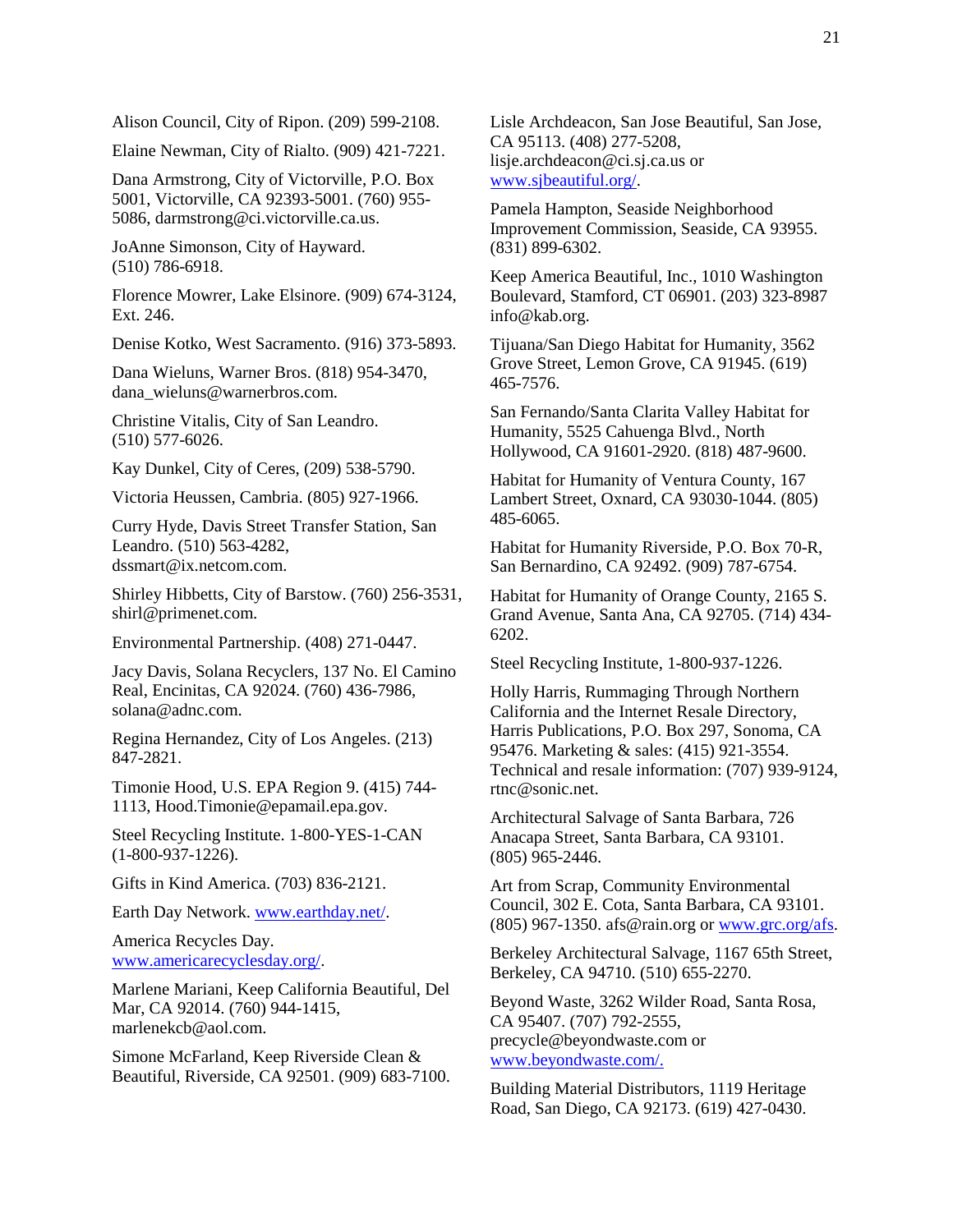Alison Council, City of Ripon. (209) 599-2108.

Elaine Newman, City of Rialto. (909) 421-7221.

Dana Armstrong, City of Victorville, P.O. Box 5001, Victorville, CA 92393-5001. (760) 955-5086, darmstrong@ci.victorville.ca.us.

JoAnne Simonson, City of Hayward. (510) 786-6918.

Florence Mowrer, Lake Elsinore. (909) 674-3124, Ext. 246.

Denise Kotko, West Sacramento. (916) 373-5893.

Dana Wieluns, Warner Bros. (818) 954-3470, dana_wieluns@warnerbros.com.

Christine Vitalis, City of San Leandro. (510) 577-6026.

Kay Dunkel, City of Ceres, (209) 538-5790.

Victoria Heussen, Cambria. (805) 927-1966.

Curry Hyde, Davis Street Transfer Station, San Leandro. (510) 563-4282, dssmart@ix.netcom.com.

Shirley Hibbetts, City of Barstow. (760) 256-3531, shirl@primenet.com.

Environmental Partnership. (408) 271-0447.

Jacy Davis, Solana Recyclers, 137 No. El Camino Real, Encinitas, CA 92024. (760) 436-7986, solana@adnc.com.

Regina Hernandez, City of Los Angeles. (213) 847-2821.

Timonie Hood, U.S. EPA Region 9. (415) 744-1113, Hood.Timonie@epamail.epa.gov.

Steel Recycling Institute. 1-800-YES-1-CAN (1-800-937-1226).

Gifts in Kind America. (703) 836-2121.

Earth Day Network. www.earthday.net/.

America Recycles Day. www.americarecyclesday.org/.

Marlene Mariani, Keep California Beautiful, Del Mar, CA 92014. (760) 944-1415, marlenekcb@aol.com.

Simone McFarland, Keep Riverside Clean & Beautiful, Riverside, CA 92501. (909) 683-7100.

Lisle Archdeacon, San Jose Beautiful, San Jose, CA 95113. (408) 277-5208, lisje.archdeacon@ci.sj.ca.us or www.sjbeautiful.org/.

Pamela Hampton, Seaside Neighborhood Improvement Commission, Seaside, CA 93955. (831) 899-6302.

Keep America Beautiful, Inc., 1010 Washington Boulevard, Stamford, CT 06901. (203) 323-8987 info@kab.org.

Tijuana/San Diego Habitat for Humanity, 3562 Grove Street, Lemon Grove, CA 91945. (619) 465-7576.

San Fernando/Santa Clarita Valley Habitat for Humanity, 5525 Cahuenga Blvd., North Hollywood, CA 91601-2920. (818) 487-9600.

Habitat for Humanity of Ventura County, 167 Lambert Street, Oxnard, CA 93030-1044. (805) 485-6065.

Habitat for Humanity Riverside, P.O. Box 70-R, San Bernardino, CA 92492. (909) 787-6754.

Habitat for Humanity of Orange County, 2165 S. Grand Avenue, Santa Ana, CA 92705. (714) 434-6202.

Steel Recycling Institute, 1-800-937-1226.

Holly Harris, Rummaging Through Northern California and the Internet Resale Directory, Harris Publications, P.O. Box 297, Sonoma, CA 95476. Marketing & sales: (415) 921-3554. Technical and resale information: (707) 939-9124, rtnc@sonic.net.

Architectural Salvage of Santa Barbara, 726 Anacapa Street, Santa Barbara, CA 93101. (805) 965-2446.

Art from Scrap, Community Environmental Council, 302 E. Cota, Santa Barbara, CA 93101. (805) 967-1350. afs@rain.org or www.grc.org/afs.

Berkeley Architectural Salvage, 1167 65th Street, Berkeley, CA 94710. (510) 655-2270.

Beyond Waste, 3262 Wilder Road, Santa Rosa, CA 95407. (707) 792-2555, precycle@beyondwaste.com or www.beyondwaste.com/.

Building Material Distributors, 1119 Heritage Road, San Diego, CA 92173. (619) 427-0430.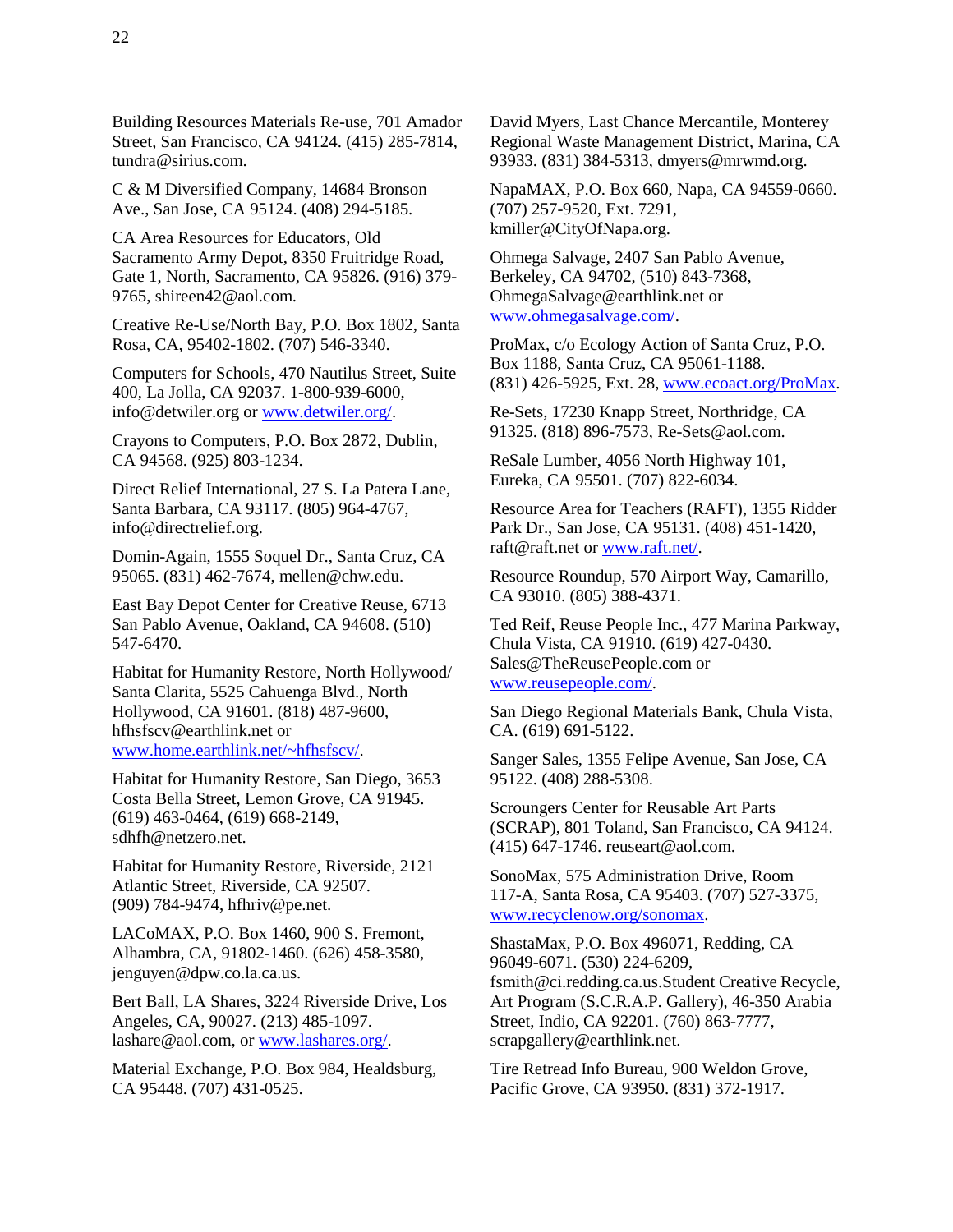Building Resources Materials Re-use, 701 Amador Street, San Francisco, CA 94124. (415) 285-7814, tundra@sirius.com.

C & M Diversified Company, 14684 Bronson Ave., San Jose, CA 95124. (408) 294-5185.

CA Area Resources for Educators, Old Sacramento Army Depot, 8350 Fruitridge Road, Gate 1, North, Sacramento, CA 95826. (916) 379-9765, shireen42@aol.com.

Creative Re-Use/North Bay, P.O. Box 1802, Santa Rosa, CA, 95402-1802. (707) 546-3340.

Computers for Schools, 470 Nautilus Street, Suite 400, La Jolla, CA 92037. 1-800-939-6000, info@detwiler.org or www.detwiler.org/.

Crayons to Computers, P.O. Box 2872, Dublin, CA 94568. (925) 803-1234.

Direct Relief International, 27 S. La Patera Lane, Santa Barbara, CA 93117. (805) 964-4767, info@directrelief.org.

Domin-Again, 1555 Soquel Dr., Santa Cruz, CA 95065. (831) 462-7674, mellen@chw.edu.

East Bay Depot Center for Creative Reuse, 6713 San Pablo Avenue, Oakland, CA 94608. (510) 547-6470.

Habitat for Humanity Restore, North Hollywood/ Santa Clarita, 5525 Cahuenga Blvd., North Hollywood, CA 91601. (818) 487-9600, hfhsfscv@earthlink.net or www.home.earthlink.net/~hfhsfscv/.

Habitat for Humanity Restore, San Diego, 3653 Costa Bella Street, Lemon Grove, CA 91945. (619) 463-0464, (619) 668-2149, sdhfh@netzero.net.

Habitat for Humanity Restore, Riverside, 2121 Atlantic Street, Riverside, CA 92507. (909) 784-9474, hfhriv@pe.net.

LACoMAX, P.O. Box 1460, 900 S. Fremont, Alhambra, CA, 91802-1460. (626) 458-3580, jenguyen@dpw.co.la.ca.us.

Bert Ball, LA Shares, 3224 Riverside Drive, Los Angeles, CA, 90027. (213) 485-1097. lashare@aol.com, or www.lashares.org/.

Material Exchange, P.O. Box 984, Healdsburg, CA 95448. (707) 431-0525.

David Myers, Last Chance Mercantile, Monterey Regional Waste Management District, Marina, CA 93933. (831) 384-5313, dmyers@mrwmd.org.

NapaMAX, P.O. Box 660, Napa, CA 94559-0660. (707) 257-9520, Ext. 7291, kmiller@CityOfNapa.org.

Ohmega Salvage, 2407 San Pablo Avenue, Berkeley, CA 94702, (510) 843-7368, OhmegaSalvage@earthlink.net or www.ohmegasalvage.com/.

ProMax, c/o Ecology Action of Santa Cruz, P.O. Box 1188, Santa Cruz, CA 95061-1188. (831) 426-5925, Ext. 28, www.ecoact.org/ProMax.

Re-Sets, 17230 Knapp Street, Northridge, CA 91325. (818) 896-7573, Re-Sets@aol.com.

ReSale Lumber, 4056 North Highway 101, Eureka, CA 95501. (707) 822-6034.

Resource Area for Teachers (RAFT), 1355 Ridder Park Dr., San Jose, CA 95131. (408) 451-1420, raft@raft.net or www.raft.net/.

Resource Roundup, 570 Airport Way, Camarillo, CA 93010. (805) 388-4371.

Ted Reif, Reuse People Inc., 477 Marina Parkway, Chula Vista, CA 91910. (619) 427-0430. Sales@TheReusePeople.com or www.reusepeople.com/.

San Diego Regional Materials Bank, Chula Vista, CA. (619) 691-5122.

Sanger Sales, 1355 Felipe Avenue, San Jose, CA 95122. (408) 288-5308.

Scroungers Center for Reusable Art Parts (SCRAP), 801 Toland, San Francisco, CA 94124. (415) 647-1746. reuseart@aol.com.

SonoMax, 575 Administration Drive, Room 117-A, Santa Rosa, CA 95403. (707) 527-3375, www.recyclenow.org/sonomax.

ShastaMax, P.O. Box 496071, Redding, CA 96049-6071. (530) 224-6209, fsmith@ci.redding.ca.us.Student Creative Recycle, Art Program (S.C.R.A.P. Gallery), 46-350 Arabia Street, Indio, CA 92201. (760) 863-7777, scrapgallery@earthlink.net.

Tire Retread Info Bureau, 900 Weldon Grove, Pacific Grove, CA 93950. (831) 372-1917.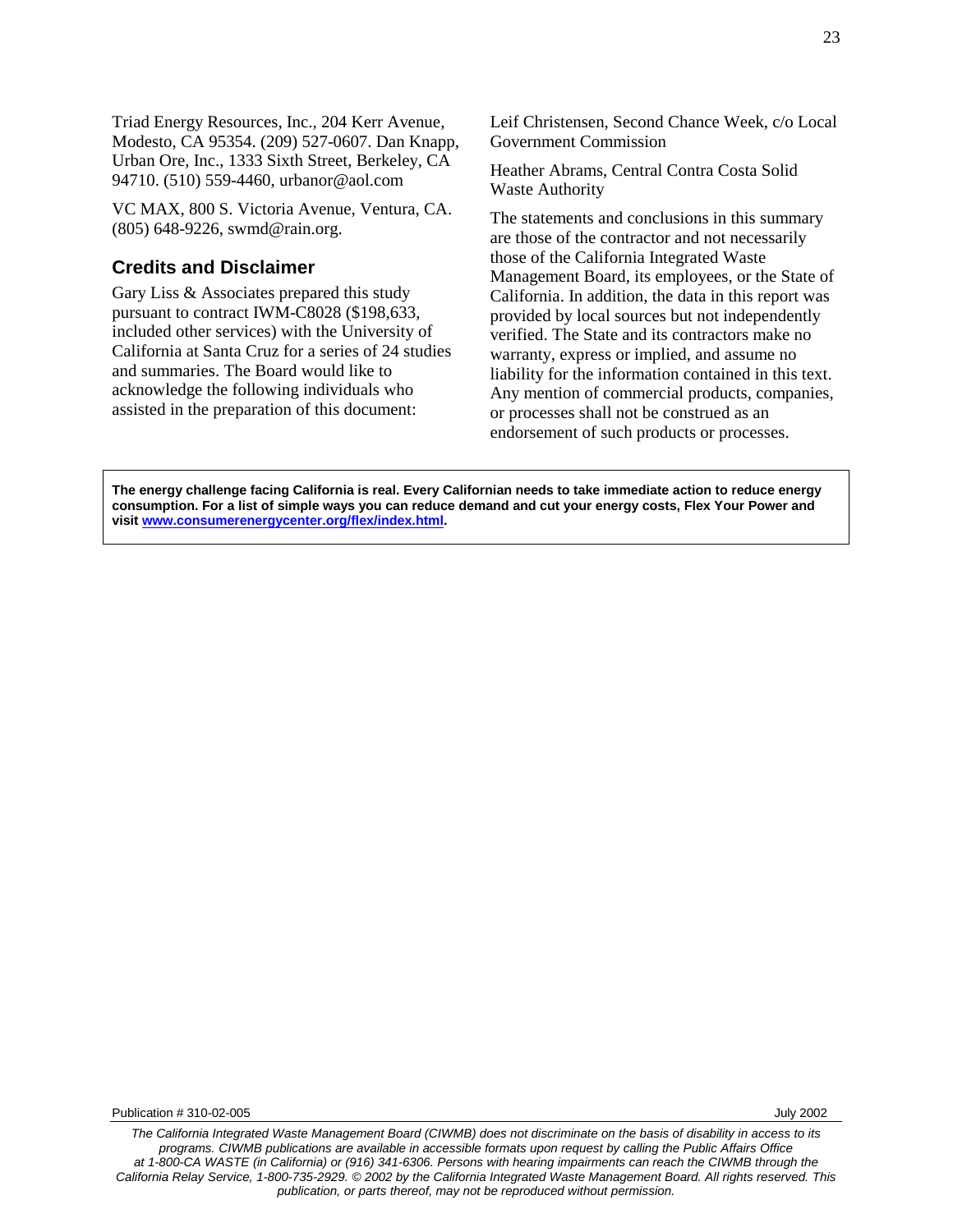Triad Energy Resources, Inc., 204 Kerr Avenue, Modesto, CA 95354. (209) 527-0607. Dan Knapp, Urban Ore, Inc., 1333 Sixth Street, Berkeley, CA 94710. (510) 559-4460, urbanor@aol.com

VC MAX, 800 S. Victoria Avenue, Ventura, CA. (805) 648-9226, swmd@rain.org.

## Credits and Disclaimer

Gary Liss & Associates prepared this study pursuant to contract IWM-C8028 ($198,633, included other services) with the University of California at Santa Cruz for a series of 24 studies and summaries. The Board would like to acknowledge the following individuals who assisted in the preparation of this document:

Leif Christensen, Second Chance Week, c/o Local Government Commission

Heather Abrams, Central Contra Costa Solid Waste Authority

The statements and conclusions in this summary are those of the contractor and not necessarily those of the California Integrated Waste Management Board, its employees, or the State of California. In addition, the data in this report was provided by local sources but not independently verified. The State and its contractors make no warranty, express or implied, and assume no liability for the information contained in this text. Any mention of commercial products, companies, or processes shall not be construed as an endorsement of such products or processes.

**The energy challenge facing California is real. Every Californian needs to take immediate action to reduce energy consumption. For a list of simple ways you can reduce demand and cut your energy costs, Flex Your Power and visit [www.consumerenergycenter.org/flex/index.html](www.consumerenergycenter.org/flex/index.html).**

Publication # 310-02-005 July 2002

*The California Integrated Waste Management Board (CIWMB) does not discriminate on the basis of disability in access to its programs. CIWMB publications are available in accessible formats upon request by calling the Public Affairs Office at 1-800-CA WASTE (in California) or (916) 341-6306. Persons with hearing impairments can reach the CIWMB through the California Relay Service, 1-800-735-2929. © 2002 by the California Integrated Waste Management Board. All rights reserved. This publication, or parts thereof, may not be reproduced without permission.*